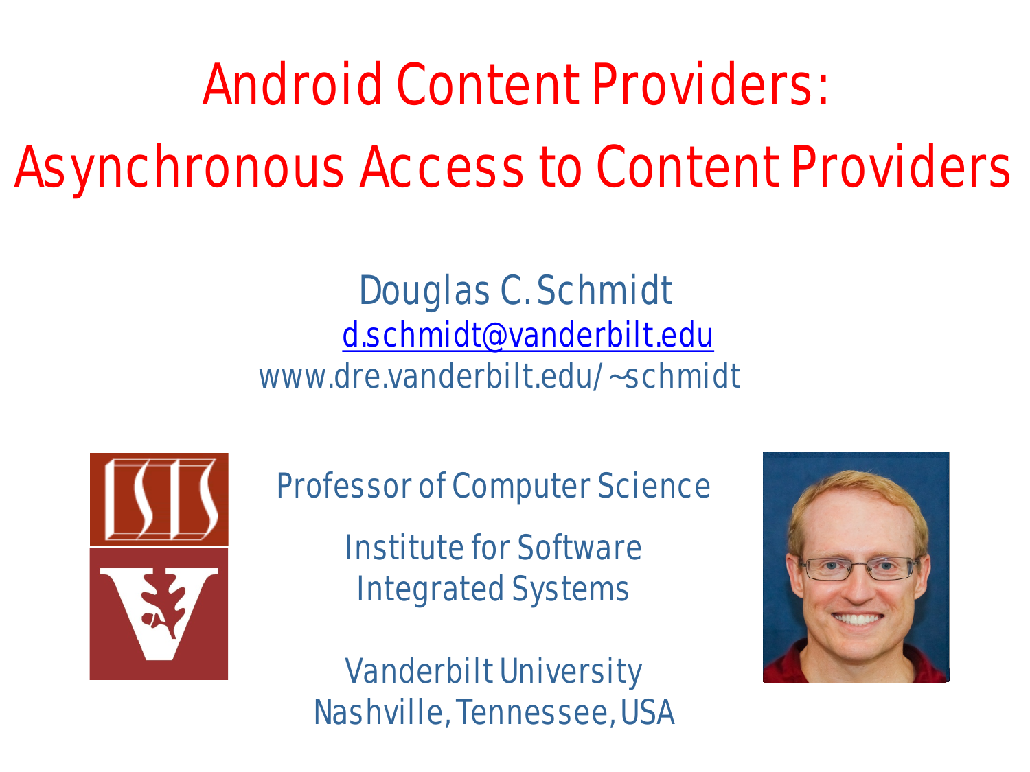# Android Content Providers: Asynchronous Access to Content Providers

Douglas C. Schmidt

d.schmidt@vanderbilt.edu

www.dre.vanderbilt.edu/~schmidt

Professor of Computer Science

Institute for Software Integrated Systems

Vanderbilt University

Nashville, Tennessee, USA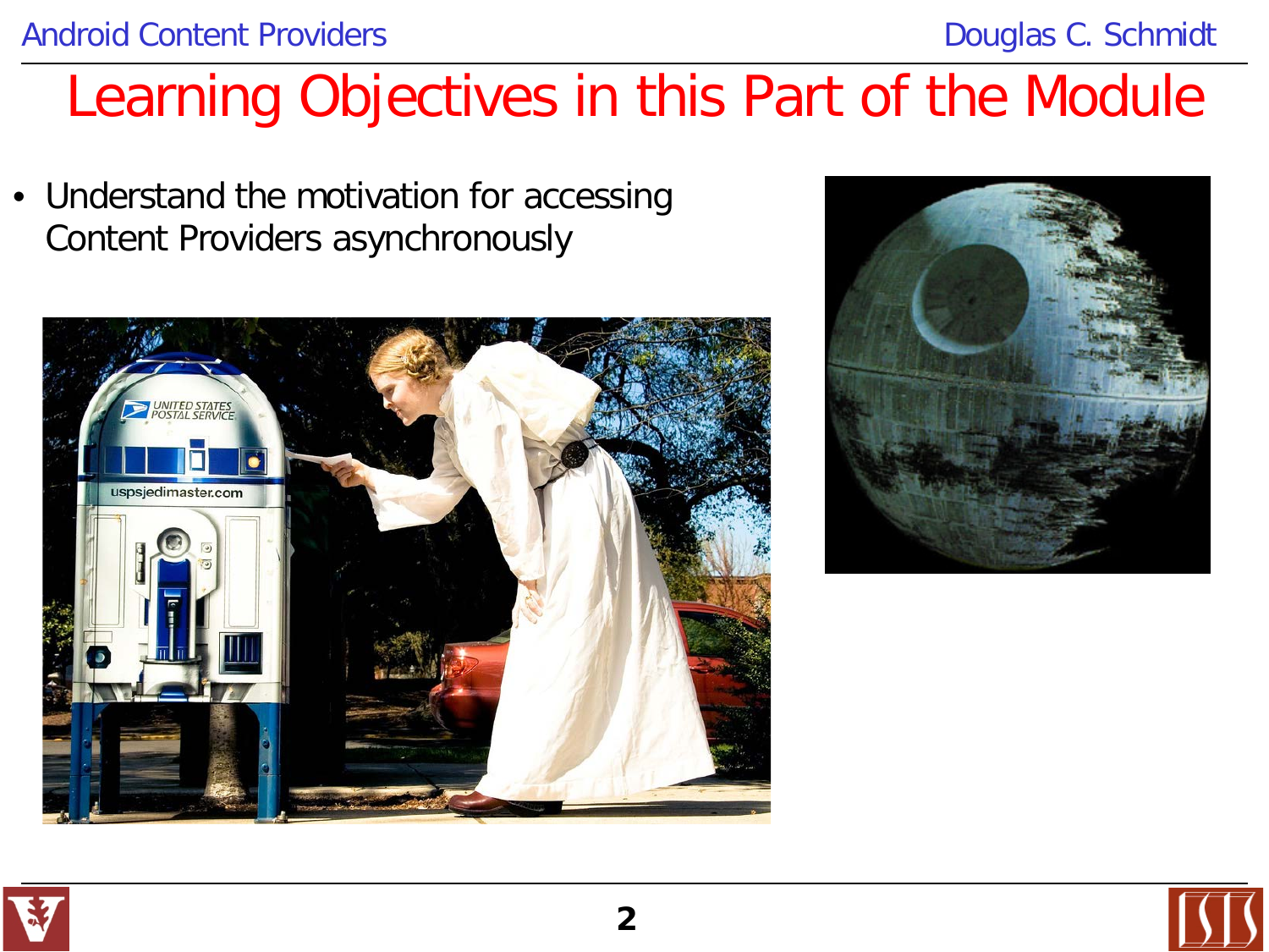# Learning Objectives in this Part of the Module

- Understand the motivation for accessing Content Providers asynchronously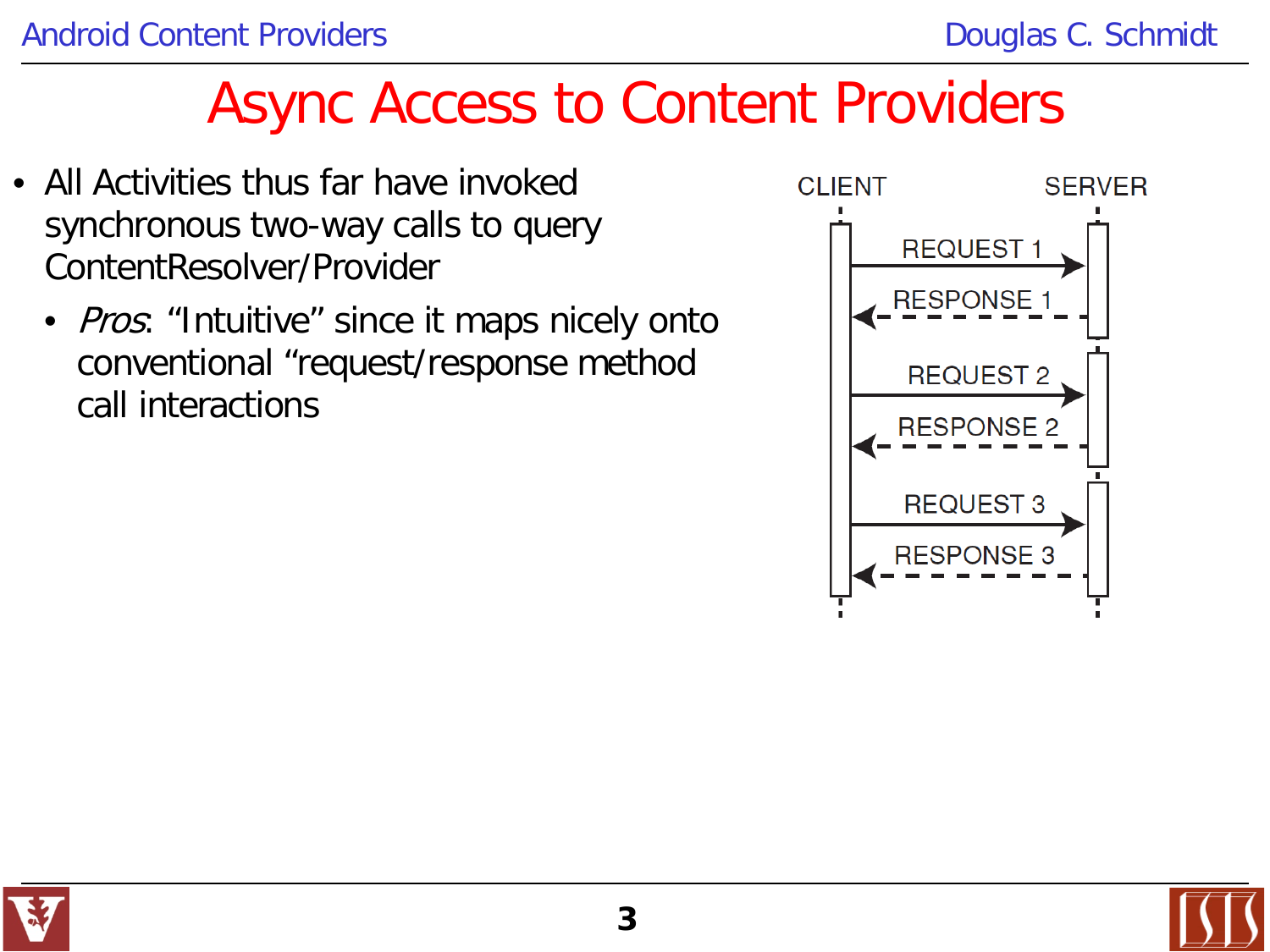# Async Access to Content Providers

- All Activities thus far have invoked synchronous two-way calls to query ContentResolver/Provider
  - *Pros*: "Intuitive" since it maps nicely onto conventional "request/response method call interactions

CLIENT SERVER

REQUEST 1
RESPONSE 1
REQUEST 2
RESPONSE 2
REQUEST 3
RESPONSE 3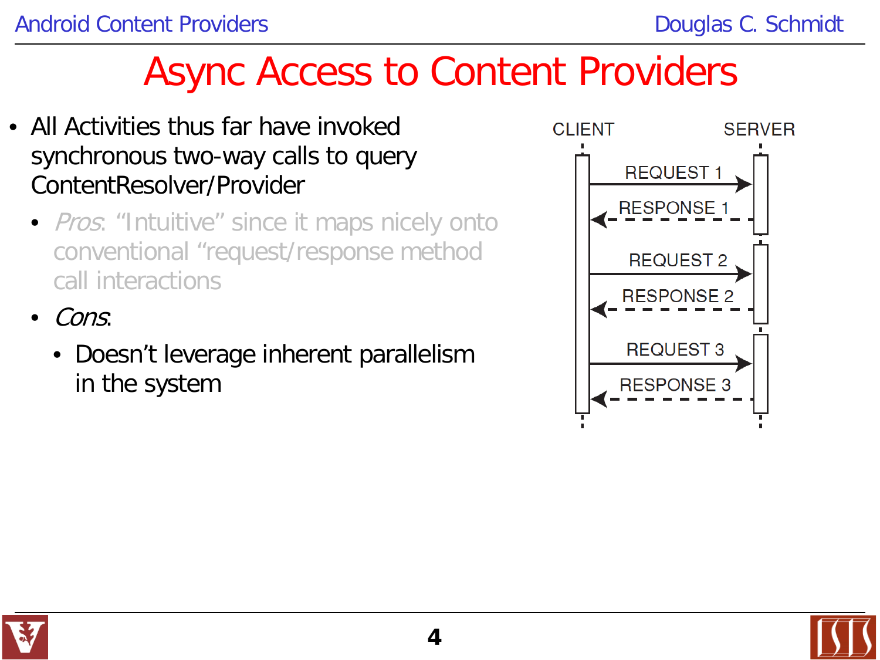# Async Access to Content Providers

- All Activities thus far have invoked synchronous two-way calls to query ContentResolver/Provider
  - *Pros*: "Intuitive" since it maps nicely onto conventional "request/response method call interactions
  - *Cons*:
    - Doesn't leverage inherent parallelism in the system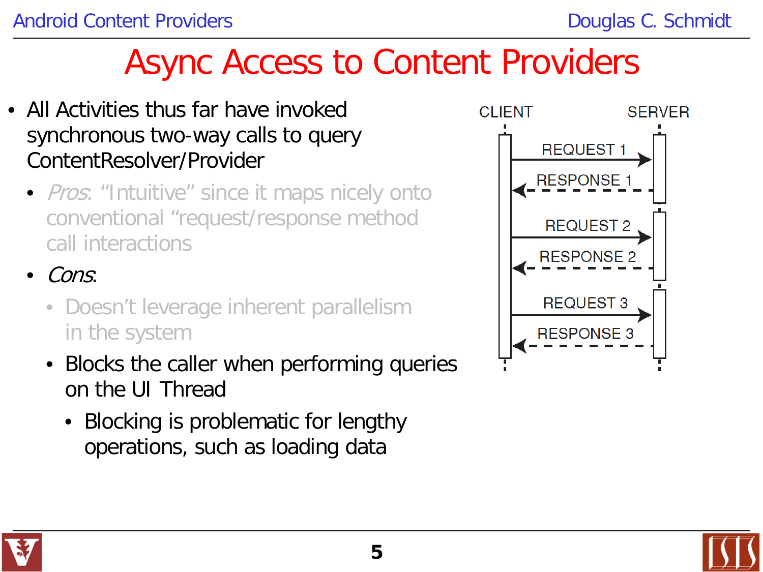# Async Access to Content Providers

- All Activities thus far have invoked synchronous two-way calls to query ContentResolver/Provider
  - *Pros*: "Intuitive" since it maps nicely onto conventional "request/response method call interactions
  - *Cons*:
    - Doesn't leverage inherent parallelism in the system
    - Blocks the caller when performing queries on the UI Thread
      - Blocking is problematic for lengthy operations, such as loading data

CLIENT | SERVER

REQUEST 1 → RESPONSE 1 ←

REQUEST 2 → RESPONSE 2 ←

REQUEST 3 → RESPONSE 3 ←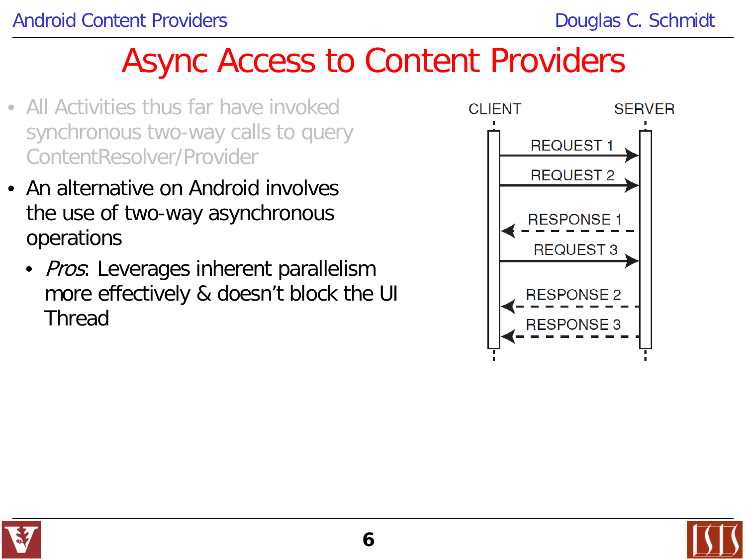# Async Access to Content Providers

- All Activities thus far have invoked synchronous two-way calls to query ContentResolver/Provider
- An alternative on Android involves the use of two-way asynchronous operations
  - *Pros*: Leverages inherent parallelism more effectively & doesn't block the UI Thread

CLIENT SERVER

REQUEST 1

REQUEST 2

RESPONSE 1

REQUEST 3

RESPONSE 2

RESPONSE 3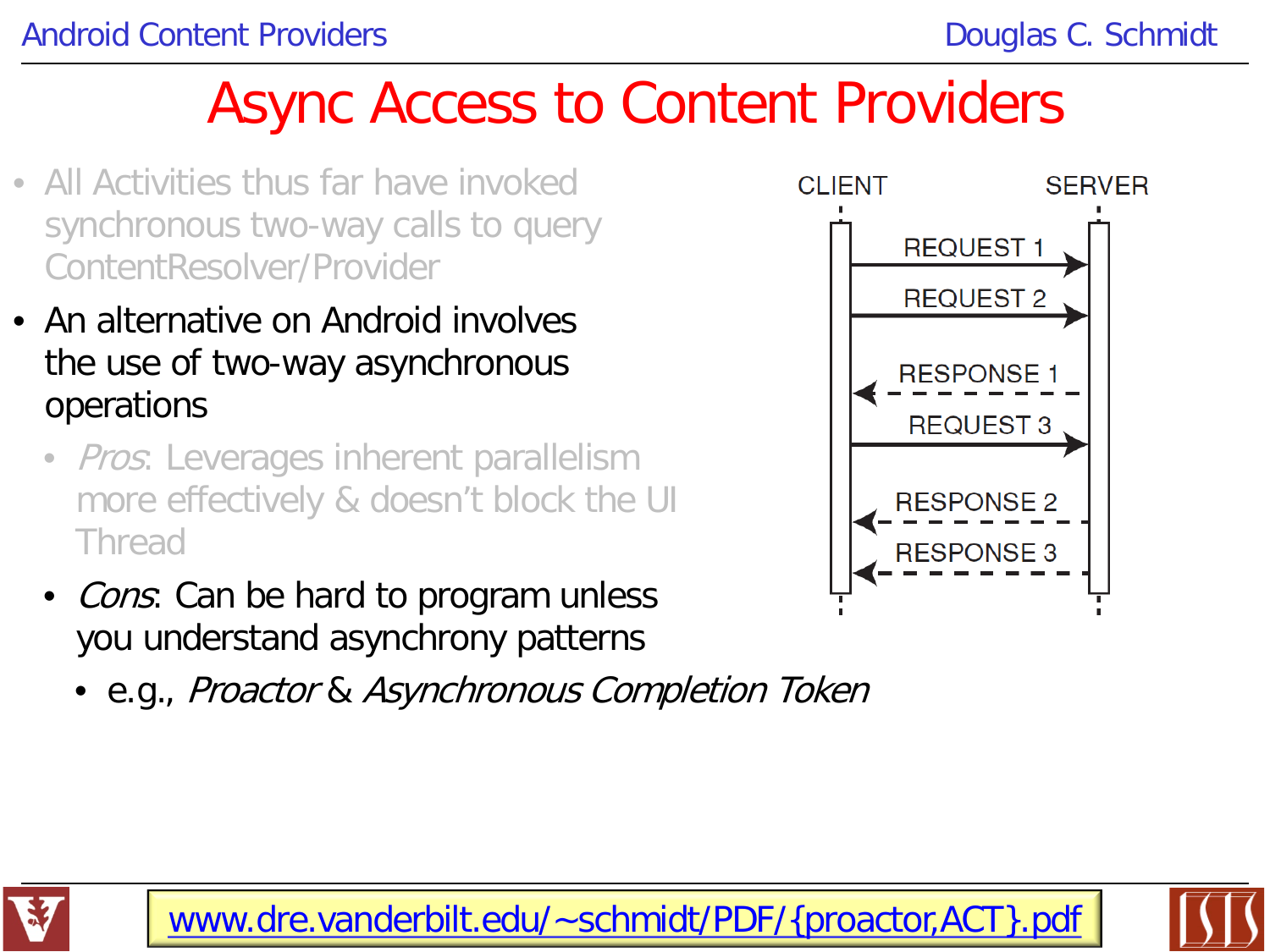# Async Access to Content Providers

- All Activities thus far have invoked synchronous two-way calls to query ContentResolver/Provider
- An alternative on Android involves the use of two-way asynchronous operations
  - *Pros*: Leverages inherent parallelism more effectively & doesn't block the UI Thread
  - *Cons*: Can be hard to program unless you understand asynchrony patterns
    - e.g., *Proactor* & *Asynchronous Completion Token*

CLIENT SERVER

REQUEST 1

REQUEST 2

RESPONSE 1

REQUEST 3

RESPONSE 2

RESPONSE 3

www.dre.vanderbilt.edu/~schmidt/PDF/{proactor,ACT}.pdf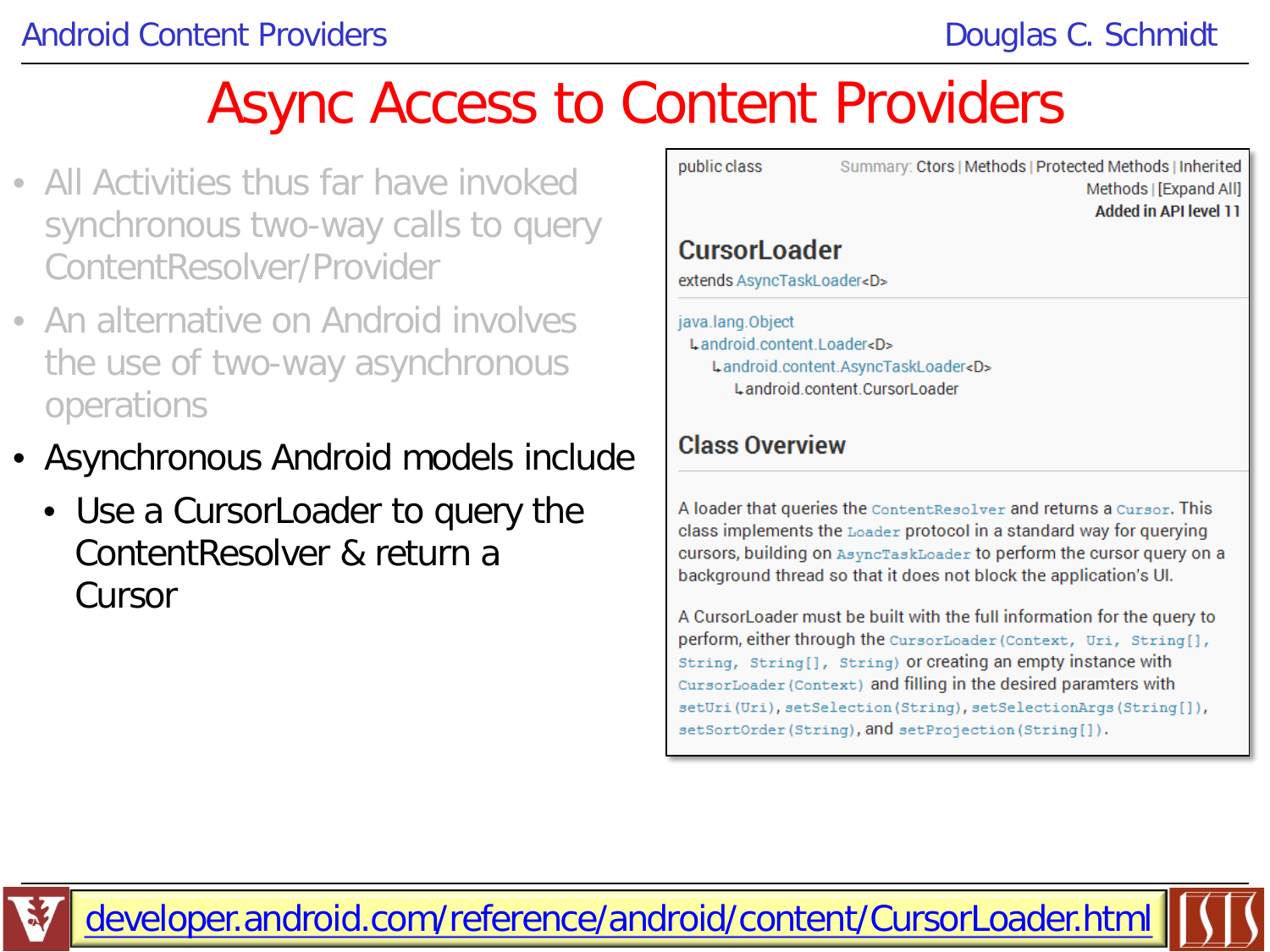# Async Access to Content Providers

- All Activities thus far have invoked synchronous two-way calls to query ContentResolver/Provider
- An alternative on Android involves the use of two-way asynchronous operations
- Asynchronous Android models include
  - Use a CursorLoader to query the ContentResolver & return a Cursor

public class

Summary: Ctors | Methods | Protected Methods | Inherited Methods | [Expand All]

**Added in API level 11**

## CursorLoader

extends AsyncTaskLoader<D>

java.lang.Object
 ↳android.content.Loader<D>
  ↳android.content.AsyncTaskLoader<D>
   ↳android.content.CursorLoader

### Class Overview

A loader that queries the `ContentResolver` and returns a `Cursor`. This class implements the `Loader` protocol in a standard way for querying cursors, building on `AsyncTaskLoader` to perform the cursor query on a background thread so that it does not block the application's UI.

A CursorLoader must be built with the full information for the query to perform, either through the `CursorLoader(Context, Uri, String[], String, String[], String)` or creating an empty instance with `CursorLoader(Context)` and filling in the desired paramters with `setUri(Uri)`, `setSelection(String)`, `setSelectionArgs(String[])`, `setSortOrder(String)`, and `setProjection(String[])`.

developer.android.com/reference/android/content/CursorLoader.html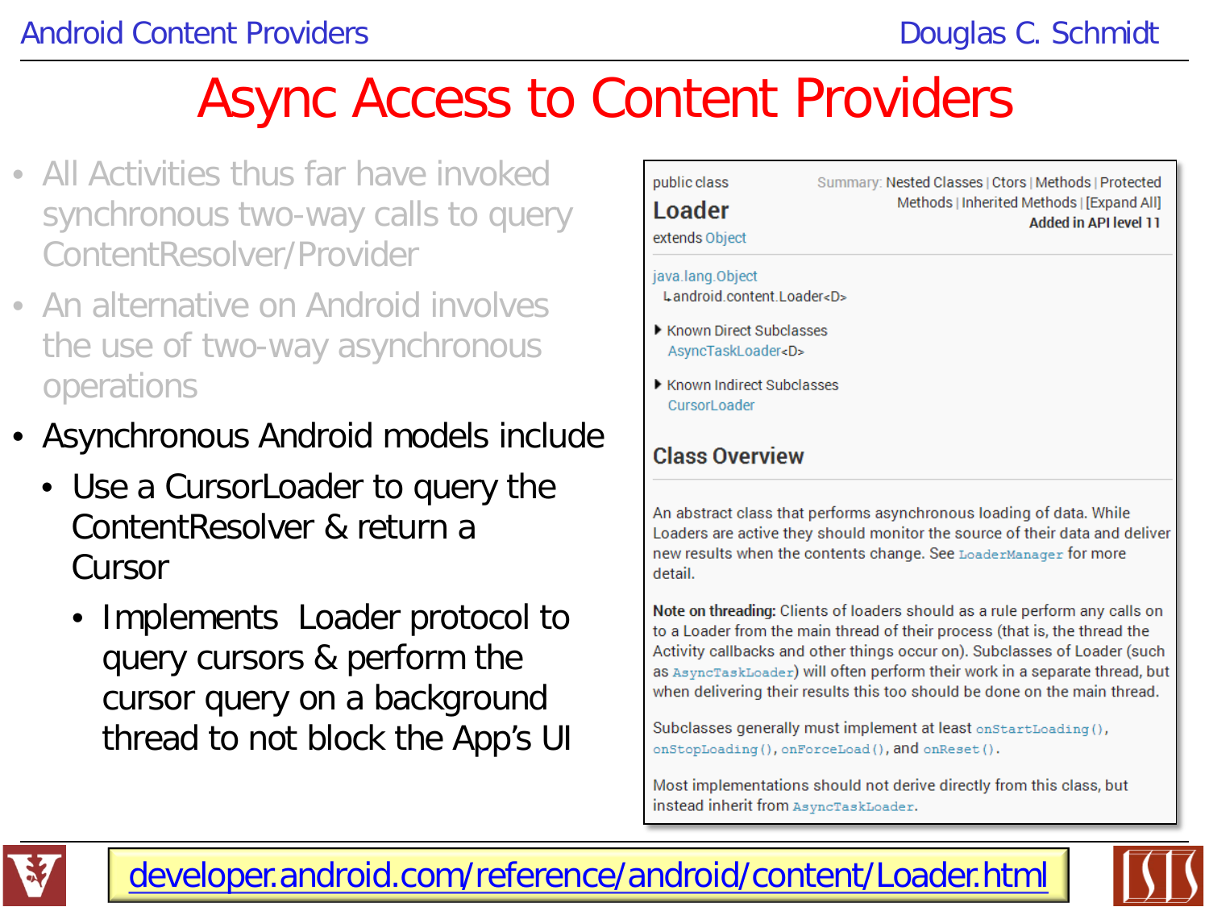# Async Access to Content Providers

- All Activities thus far have invoked synchronous two-way calls to query ContentResolver/Provider
- An alternative on Android involves the use of two-way asynchronous operations
- Asynchronous Android models include
  - Use a CursorLoader to query the ContentResolver & return a Cursor
    - Implements Loader protocol to query cursors & perform the cursor query on a background thread to not block the App's UI

public class

**Loader**

extends Object

Summary: Nested Classes | Ctors | Methods | Protected Methods | Inherited Methods | [Expand All]

**Added in API level 11**

java.lang.Object
 ↳ android.content.Loader<D>

▸ Known Direct Subclasses
  AsyncTaskLoader<D>

▸ Known Indirect Subclasses
  CursorLoader

## Class Overview

An abstract class that performs asynchronous loading of data. While Loaders are active they should monitor the source of their data and deliver new results when the contents change. See `LoaderManager` for more detail.

**Note on threading:** Clients of loaders should as a rule perform any calls on to a Loader from the main thread of their process (that is, the thread the Activity callbacks and other things occur on). Subclasses of Loader (such as `AsyncTaskLoader`) will often perform their work in a separate thread, but when delivering their results this too should be done on the main thread.

Subclasses generally must implement at least `onStartLoading()`, `onStopLoading()`, `onForceLoad()`, and `onReset()`.

Most implementations should not derive directly from this class, but instead inherit from `AsyncTaskLoader`.

developer.android.com/reference/android/content/Loader.html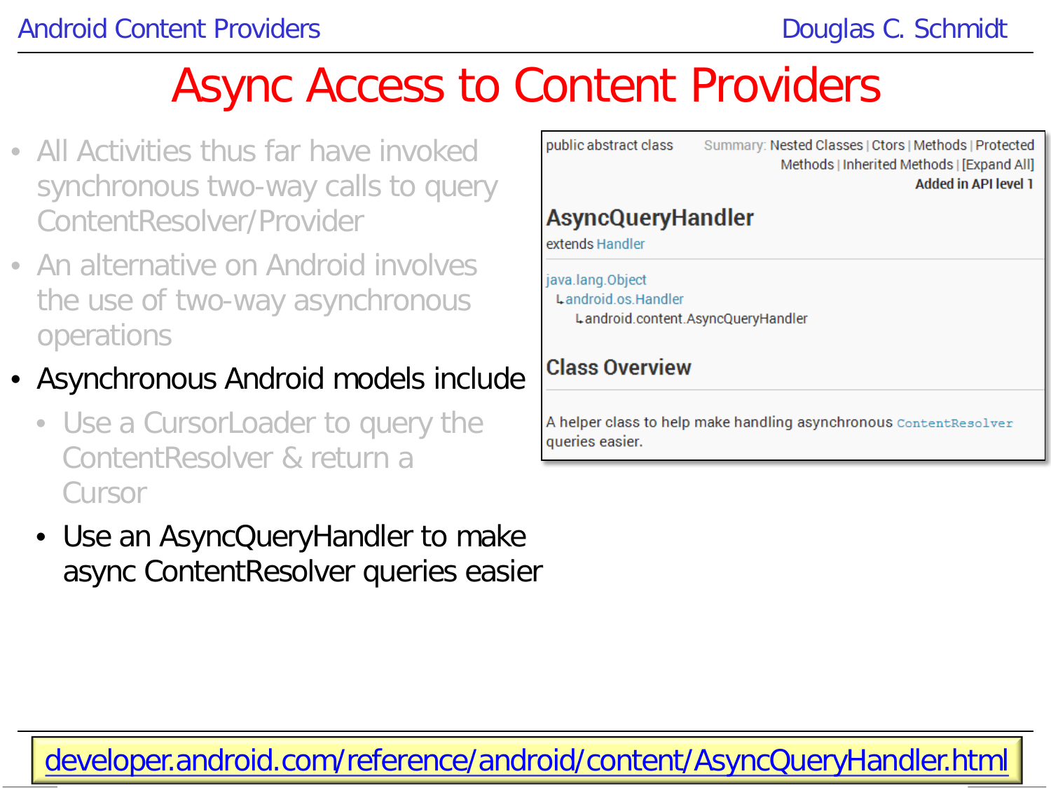# Async Access to Content Providers

- All Activities thus far have invoked synchronous two-way calls to query ContentResolver/Provider
- An alternative on Android involves the use of two-way asynchronous operations
- Asynchronous Android models include
  - Use a CursorLoader to query the ContentResolver & return a Cursor
  - Use an AsyncQueryHandler to make async ContentResolver queries easier

public abstract class

Summary: Nested Classes | Ctors | Methods | Protected Methods | Inherited Methods | [Expand All]

**Added in API level 1**

## AsyncQueryHandler

extends Handler

java.lang.Object
↳android.os.Handler
↳android.content.AsyncQueryHandler

### Class Overview

A helper class to help make handling asynchronous `ContentResolver` queries easier.

developer.android.com/reference/android/content/AsyncQueryHandler.html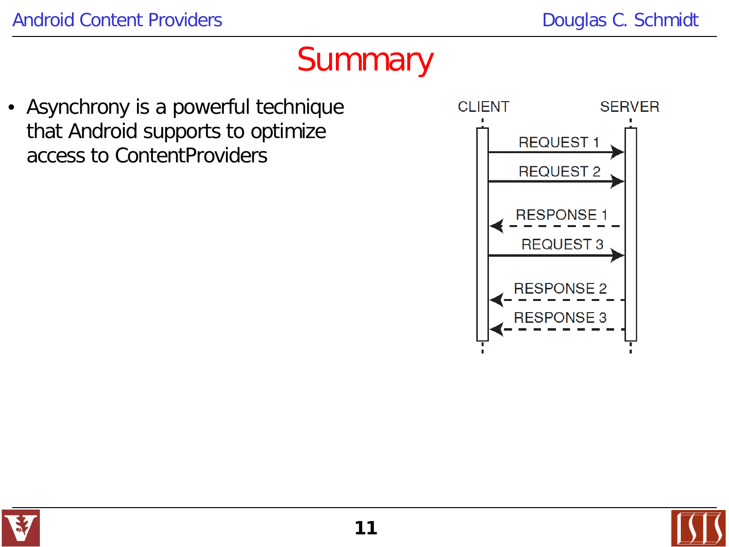# Summary

- Asynchrony is a powerful technique that Android supports to optimize access to ContentProviders

CLIENT

SERVER

REQUEST 1

REQUEST 2

RESPONSE 1

REQUEST 3

RESPONSE 2

RESPONSE 3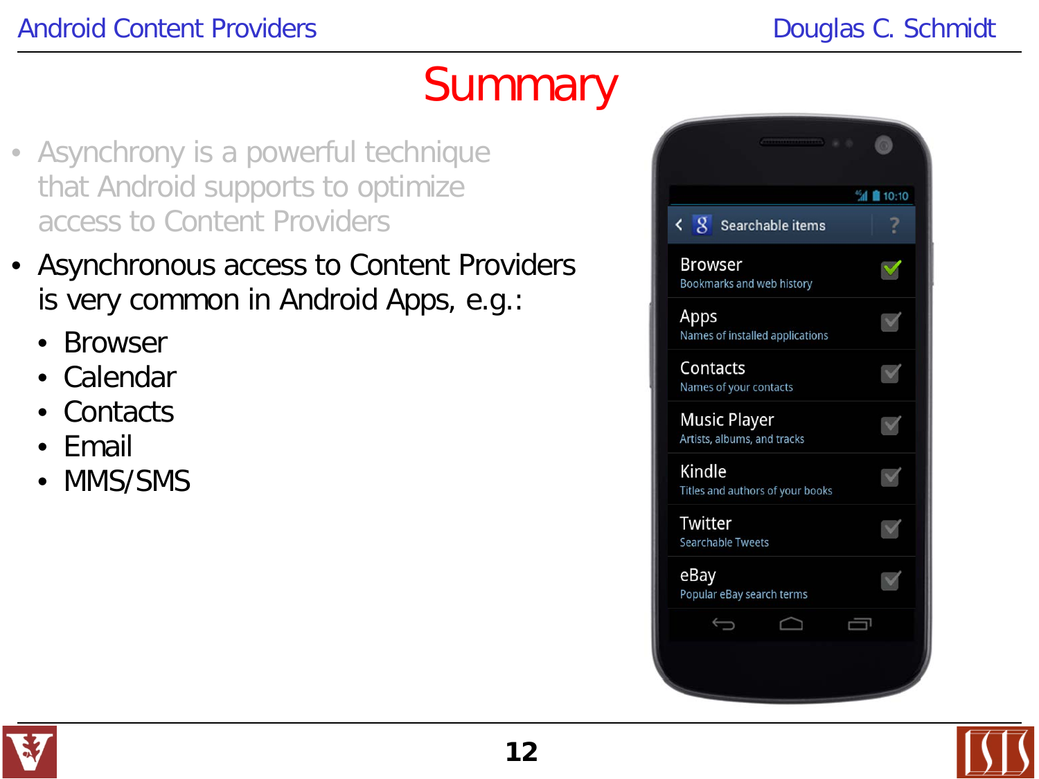# Summary

- Asynchrony is a powerful technique that Android supports to optimize access to Content Providers
- Asynchronous access to Content Providers is very common in Android Apps, e.g.:
  - Browser
  - Calendar
  - Contacts
  - Email
  - MMS/SMS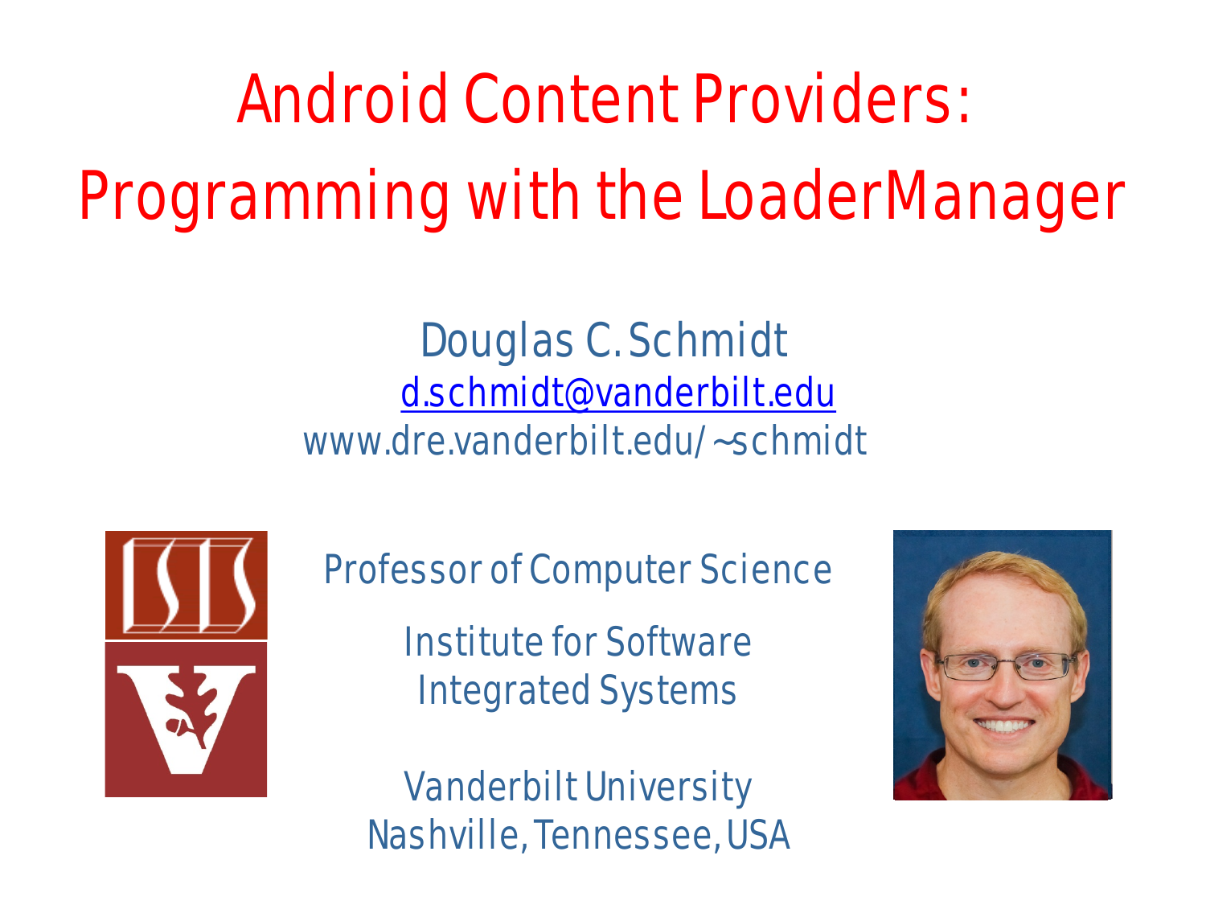# Android Content Providers: Programming with the LoaderManager

Douglas C. Schmidt

d.schmidt@vanderbilt.edu

www.dre.vanderbilt.edu/~schmidt

Professor of Computer Science

Institute for Software Integrated Systems

Vanderbilt University
Nashville, Tennessee, USA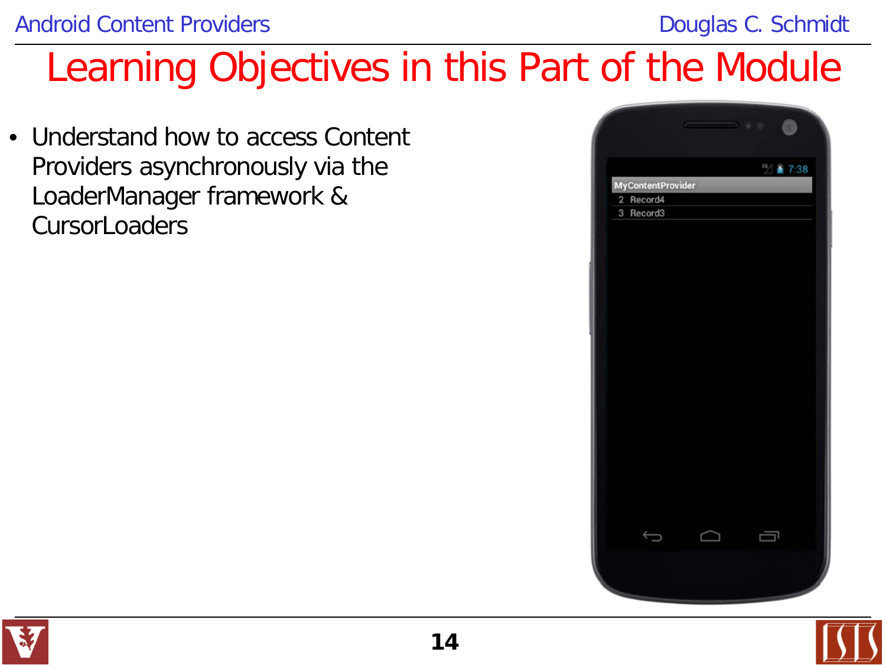# Learning Objectives in this Part of the Module

- Understand how to access Content Providers asynchronously via the LoaderManager framework & CursorLoaders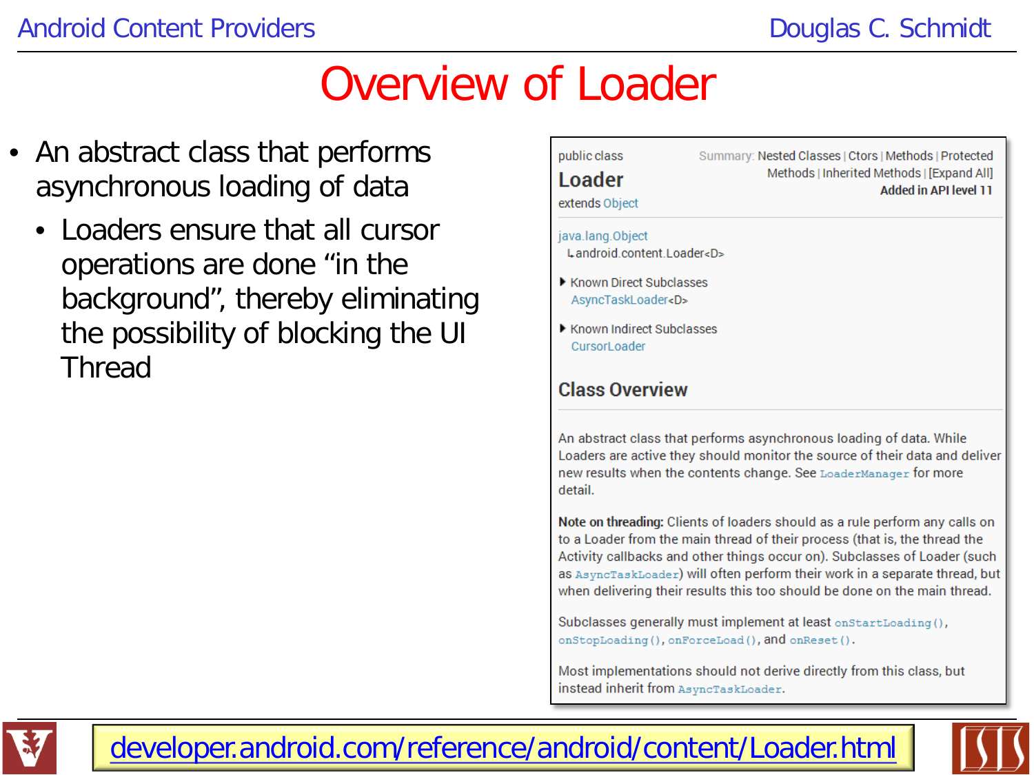# Overview of Loader

- An abstract class that performs asynchronous loading of data
  - Loaders ensure that all cursor operations are done "in the background", thereby eliminating the possibility of blocking the UI Thread

public class

**Loader**

extends Object

Summary: Nested Classes | Ctors | Methods | Protected Methods | Inherited Methods | [Expand All]

**Added in API level 11**

java.lang.Object
 ↳android.content.Loader<D>

▸ Known Direct Subclasses
 AsyncTaskLoader<D>

▸ Known Indirect Subclasses
 CursorLoader

## Class Overview

An abstract class that performs asynchronous loading of data. While Loaders are active they should monitor the source of their data and deliver new results when the contents change. See `LoaderManager` for more detail.

**Note on threading:** Clients of loaders should as a rule perform any calls on to a Loader from the main thread of their process (that is, the thread the Activity callbacks and other things occur on). Subclasses of Loader (such as `AsyncTaskLoader`) will often perform their work in a separate thread, but when delivering their results this too should be done on the main thread.

Subclasses generally must implement at least `onStartLoading()`, `onStopLoading()`, `onForceLoad()`, and `onReset()`.

Most implementations should not derive directly from this class, but instead inherit from `AsyncTaskLoader`.

developer.android.com/reference/android/content/Loader.html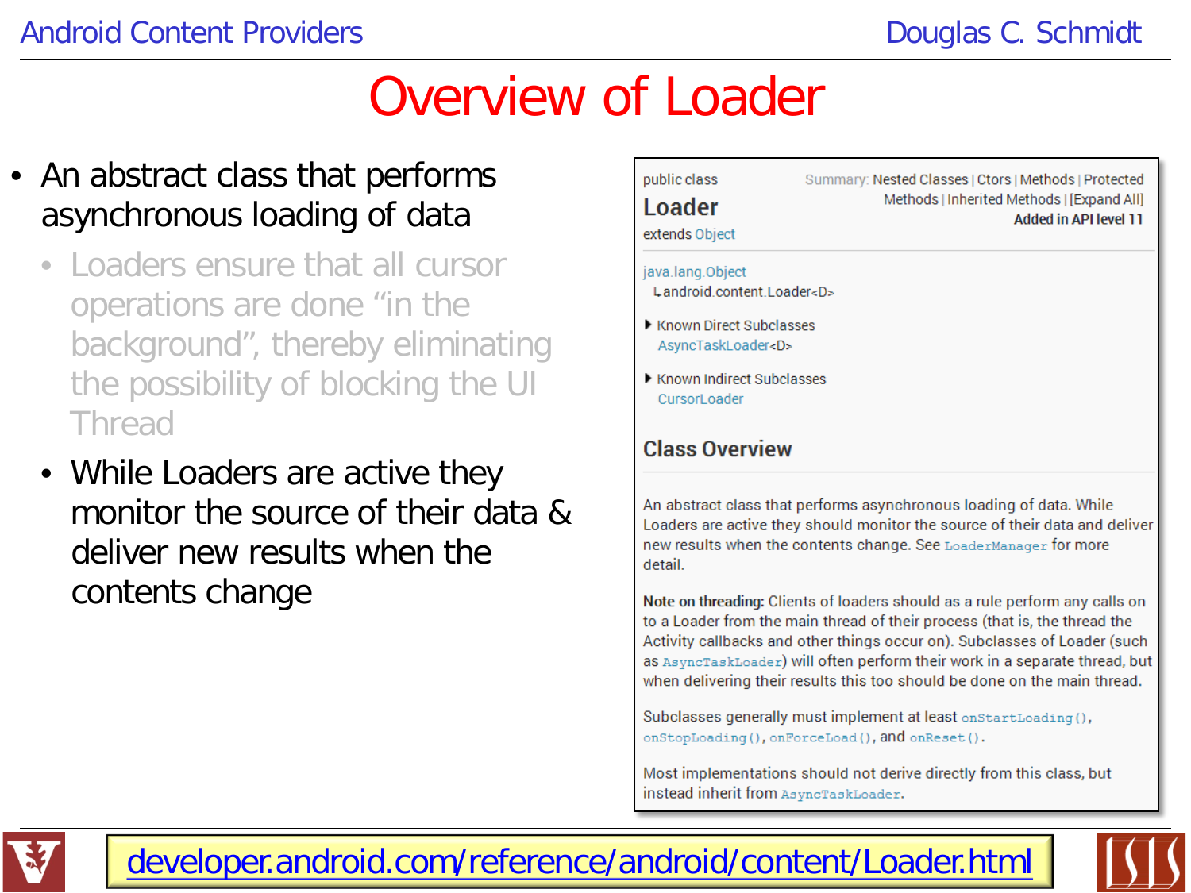# Overview of Loader

- An abstract class that performs asynchronous loading of data
  - Loaders ensure that all cursor operations are done "in the background", thereby eliminating the possibility of blocking the UI Thread
  - While Loaders are active they monitor the source of their data & deliver new results when the contents change

public class
**Loader**
extends Object

Summary: Nested Classes | Ctors | Methods | Protected Methods | Inherited Methods | [Expand All]
**Added in API level 11**

java.lang.Object
↳android.content.Loader<D>

▸ Known Direct Subclasses
AsyncTaskLoader<D>

▸ Known Indirect Subclasses
CursorLoader

## Class Overview

An abstract class that performs asynchronous loading of data. While Loaders are active they should monitor the source of their data and deliver new results when the contents change. See `LoaderManager` for more detail.

**Note on threading:** Clients of loaders should as a rule perform any calls on to a Loader from the main thread of their process (that is, the thread the Activity callbacks and other things occur on). Subclasses of Loader (such as `AsyncTaskLoader`) will often perform their work in a separate thread, but when delivering their results this too should be done on the main thread.

Subclasses generally must implement at least `onStartLoading()`, `onStopLoading()`, `onForceLoad()`, and `onReset()`.

Most implementations should not derive directly from this class, but instead inherit from `AsyncTaskLoader`.

developer.android.com/reference/android/content/Loader.html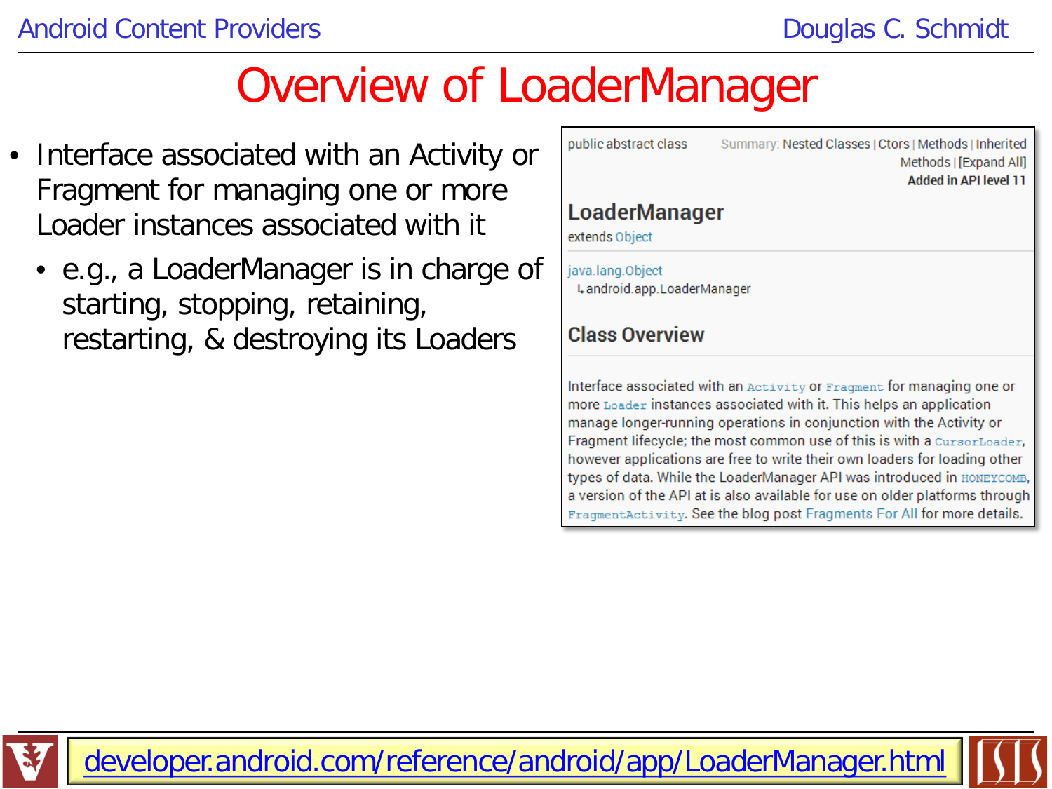# Overview of LoaderManager

- Interface associated with an Activity or Fragment for managing one or more Loader instances associated with it
  - e.g., a LoaderManager is in charge of starting, stopping, retaining, restarting, & destroying its Loaders

public abstract class

Summary: Nested Classes | Ctors | Methods | Inherited Methods | [Expand All]

**Added in API level 11**

## LoaderManager

extends Object

java.lang.Object
  ↳android.app.LoaderManager

### Class Overview

Interface associated with an `Activity` or `Fragment` for managing one or more `Loader` instances associated with it. This helps an application manage longer-running operations in conjunction with the Activity or Fragment lifecycle; the most common use of this is with a `CursorLoader`, however applications are free to write their own loaders for loading other types of data. While the LoaderManager API was introduced in `HONEYCOMB`, a version of the API at is also available for use on older platforms through `FragmentActivity`. See the blog post Fragments For All for more details.

developer.android.com/reference/android/app/LoaderManager.html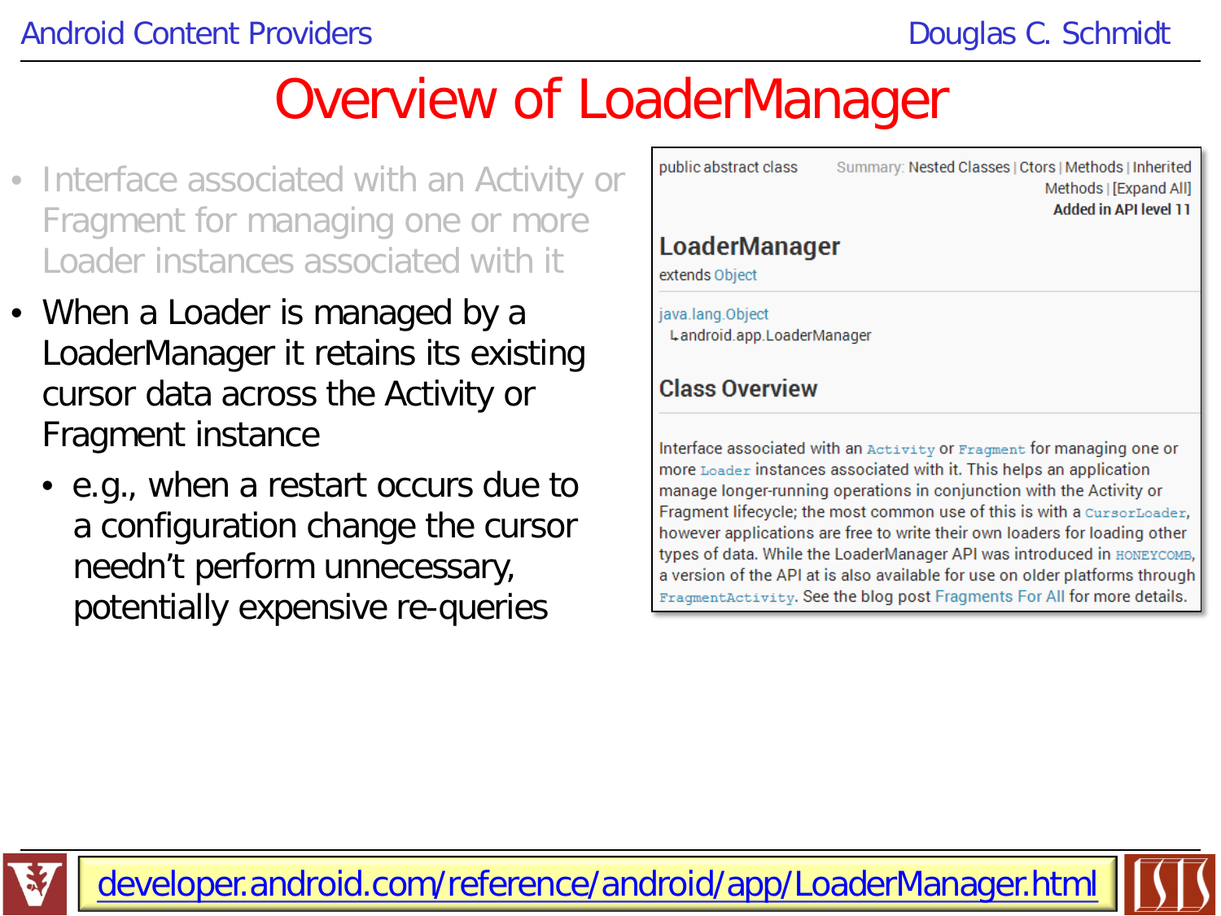# Overview of LoaderManager

- Interface associated with an Activity or Fragment for managing one or more Loader instances associated with it
- When a Loader is managed by a LoaderManager it retains its existing cursor data across the Activity or Fragment instance
  - e.g., when a restart occurs due to a configuration change the cursor needn't perform unnecessary, potentially expensive re-queries

public abstract class

Summary: Nested Classes | Ctors | Methods | Inherited Methods | [Expand All]

**Added in API level 11**

## LoaderManager

extends Object

java.lang.Object
  ↳android.app.LoaderManager

### Class Overview

Interface associated with an `Activity` or `Fragment` for managing one or more `Loader` instances associated with it. This helps an application manage longer-running operations in conjunction with the Activity or Fragment lifecycle; the most common use of this is with a `CursorLoader`, however applications are free to write their own loaders for loading other types of data. While the LoaderManager API was introduced in `HONEYCOMB`, a version of the API at is also available for use on older platforms through `FragmentActivity`. See the blog post Fragments For All for more details.

developer.android.com/reference/android/app/LoaderManager.html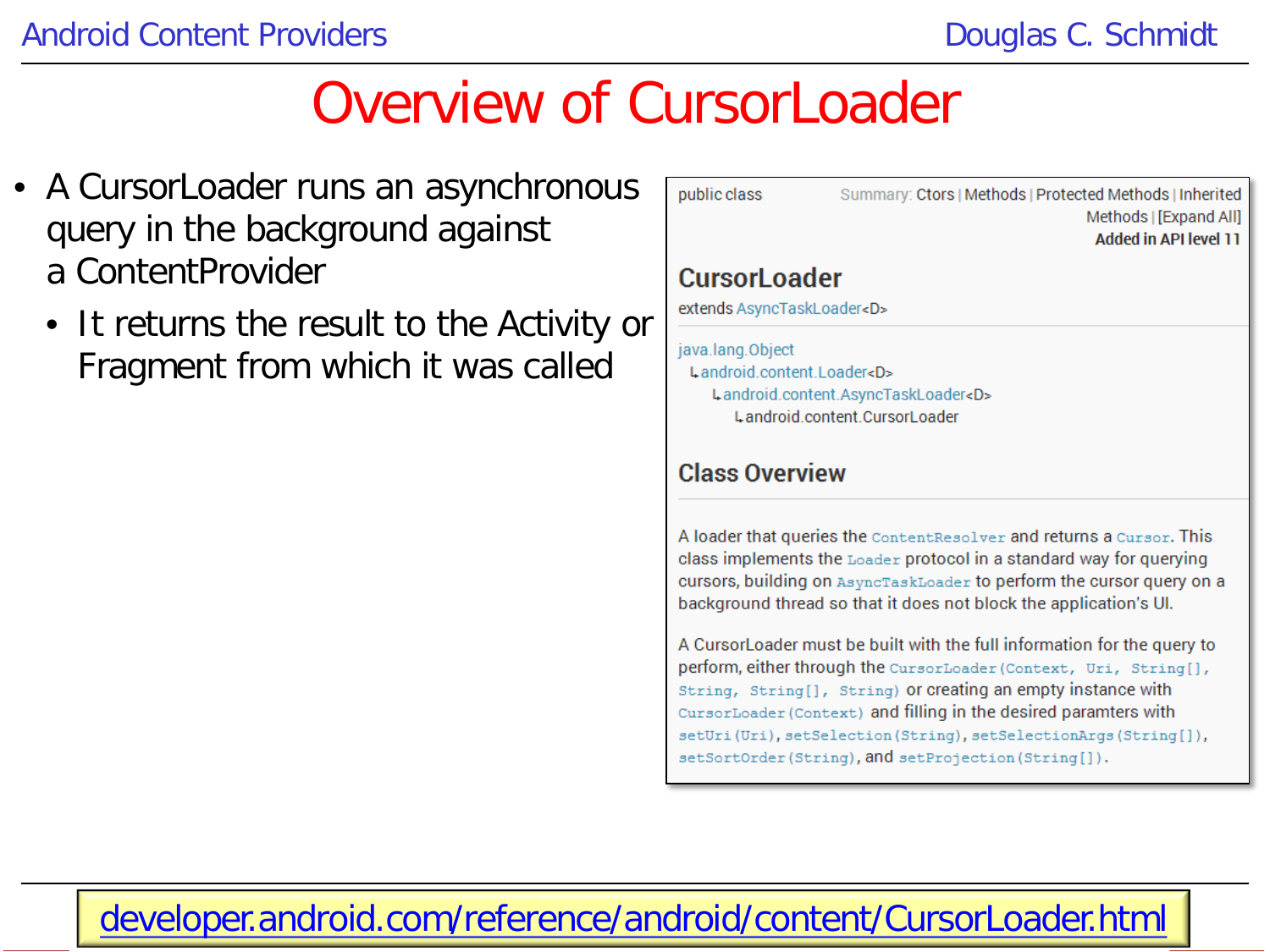# Overview of CursorLoader

- A CursorLoader runs an asynchronous query in the background against a ContentProvider
  - It returns the result to the Activity or Fragment from which it was called

public class

Summary: Ctors | Methods | Protected Methods | Inherited Methods | [Expand All]

**Added in API level 11**

## CursorLoader

extends AsyncTaskLoader<D>

java.lang.Object
 ↳android.content.Loader<D>
  ↳android.content.AsyncTaskLoader<D>
   ↳android.content.CursorLoader

## Class Overview

A loader that queries the `ContentResolver` and returns a `Cursor`. This class implements the `Loader` protocol in a standard way for querying cursors, building on `AsyncTaskLoader` to perform the cursor query on a background thread so that it does not block the application's UI.

A CursorLoader must be built with the full information for the query to perform, either through the `CursorLoader(Context, Uri, String[], String, String[], String)` or creating an empty instance with `CursorLoader(Context)` and filling in the desired paramters with `setUri(Uri)`, `setSelection(String)`, `setSelectionArgs(String[])`, `setSortOrder(String)`, and `setProjection(String[])`.

developer.android.com/reference/android/content/CursorLoader.html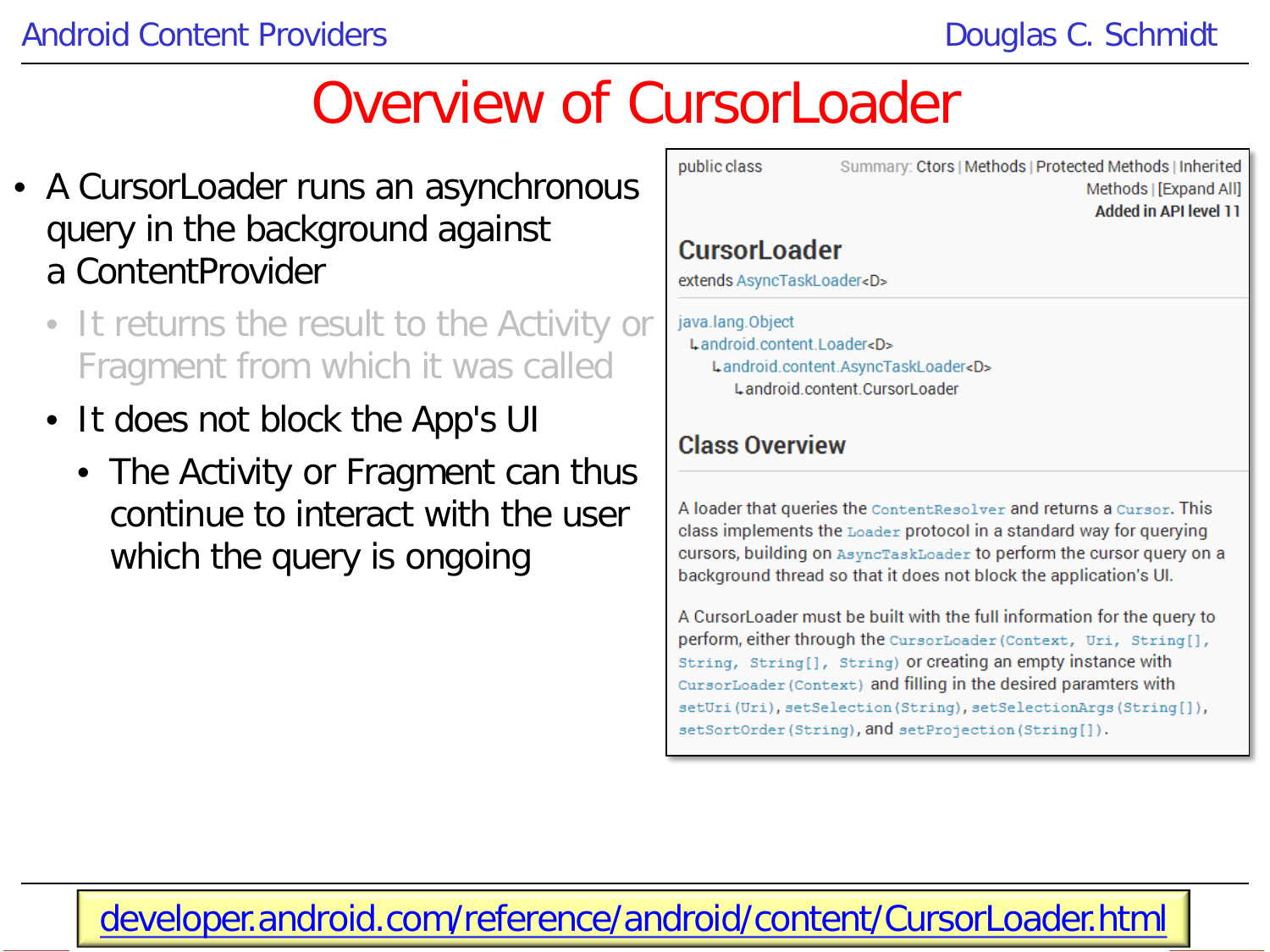# Overview of CursorLoader

- A CursorLoader runs an asynchronous query in the background against a ContentProvider
  - It returns the result to the Activity or Fragment from which it was called
  - It does not block the App's UI
    - The Activity or Fragment can thus continue to interact with the user which the query is ongoing

public class

Summary: Ctors | Methods | Protected Methods | Inherited Methods | [Expand All]

**Added in API level 11**

## CursorLoader

extends AsyncTaskLoader<D>

java.lang.Object
 ↳android.content.Loader<D>
  ↳android.content.AsyncTaskLoader<D>
   ↳android.content.CursorLoader

## Class Overview

A loader that queries the `ContentResolver` and returns a `Cursor`. This class implements the `Loader` protocol in a standard way for querying cursors, building on `AsyncTaskLoader` to perform the cursor query on a background thread so that it does not block the application's UI.

A CursorLoader must be built with the full information for the query to perform, either through the `CursorLoader(Context, Uri, String[], String, String[], String)` or creating an empty instance with `CursorLoader(Context)` and filling in the desired paramters with `setUri(Uri)`, `setSelection(String)`, `setSelectionArgs(String[])`, `setSortOrder(String)`, and `setProjection(String[])`.

developer.android.com/reference/android/content/CursorLoader.html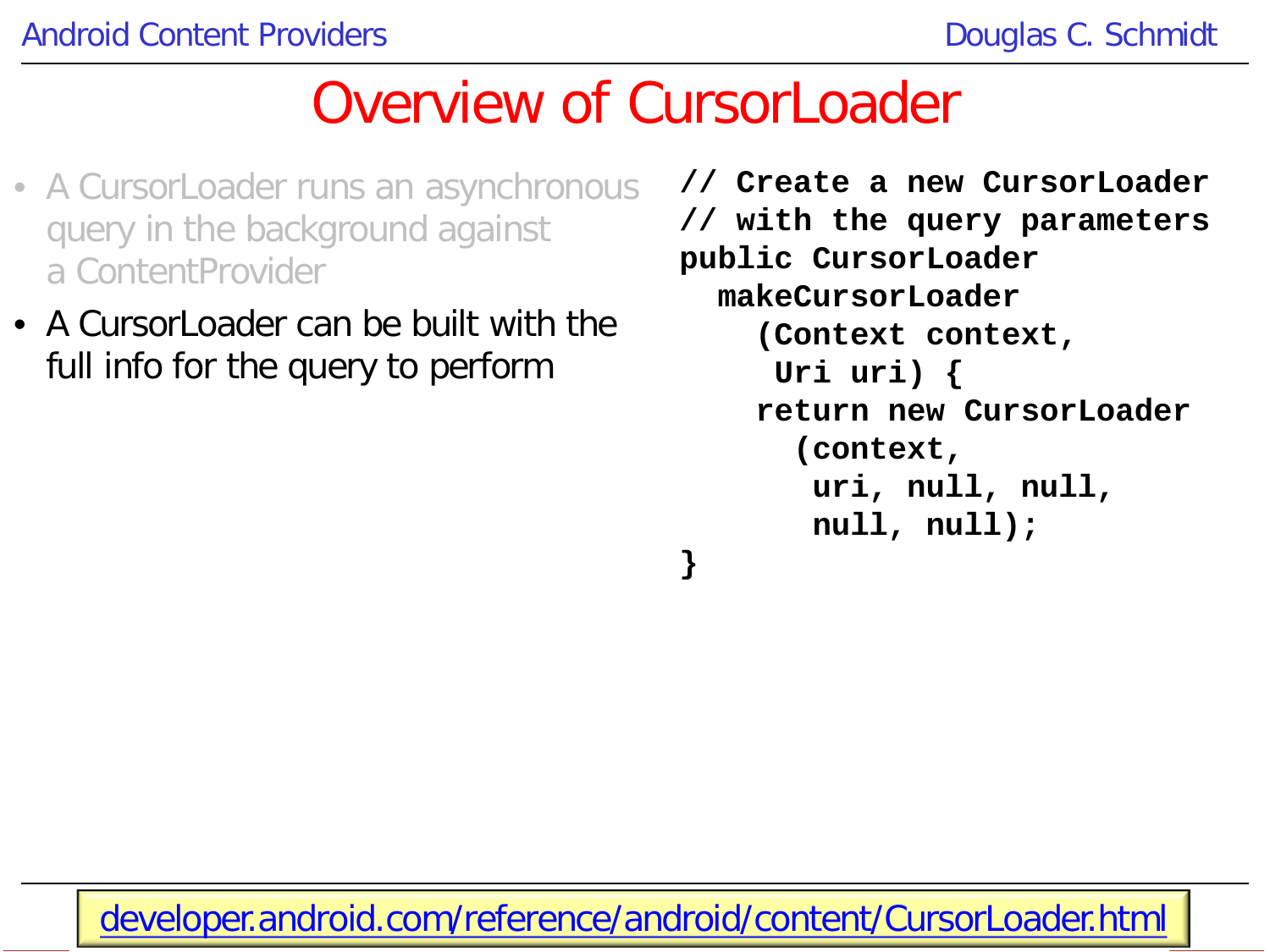# Overview of CursorLoader

- A CursorLoader runs an asynchronous query in the background against a ContentProvider
- A CursorLoader can be built with the full info for the query to perform

```
// Create a new CursorLoader
// with the query parameters
public CursorLoader
  makeCursorLoader
    (Context context,
     Uri uri) {
    return new CursorLoader
      (context,
       uri, null, null,
       null, null);
}
```

developer.android.com/reference/android/content/CursorLoader.html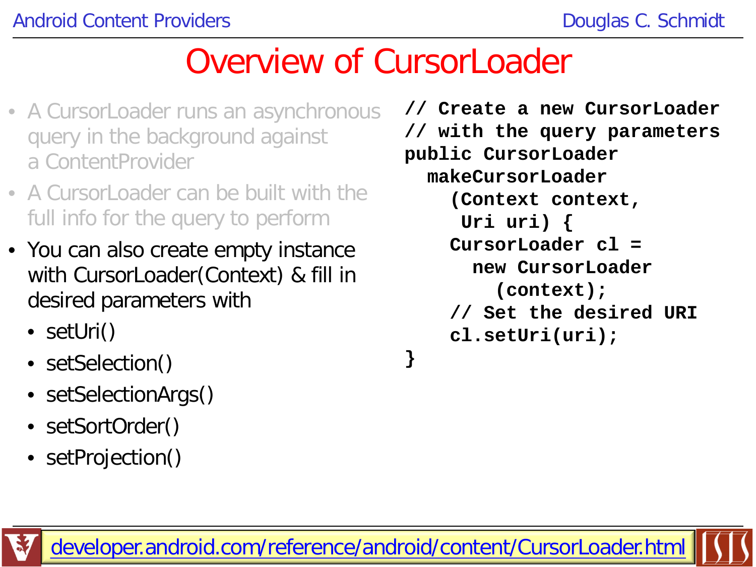# Overview of CursorLoader

- A CursorLoader runs an asynchronous query in the background against a ContentProvider
- A CursorLoader can be built with the full info for the query to perform
- You can also create empty instance with CursorLoader(Context) & fill in desired parameters with
  - setUri()
  - setSelection()
  - setSelectionArgs()
  - setSortOrder()
  - setProjection()

```
// Create a new CursorLoader
// with the query parameters
public CursorLoader
  makeCursorLoader
    (Context context,
     Uri uri) {
    CursorLoader cl =
      new CursorLoader
        (context);
    // Set the desired URI
    cl.setUri(uri);
}
```

developer.android.com/reference/android/content/CursorLoader.html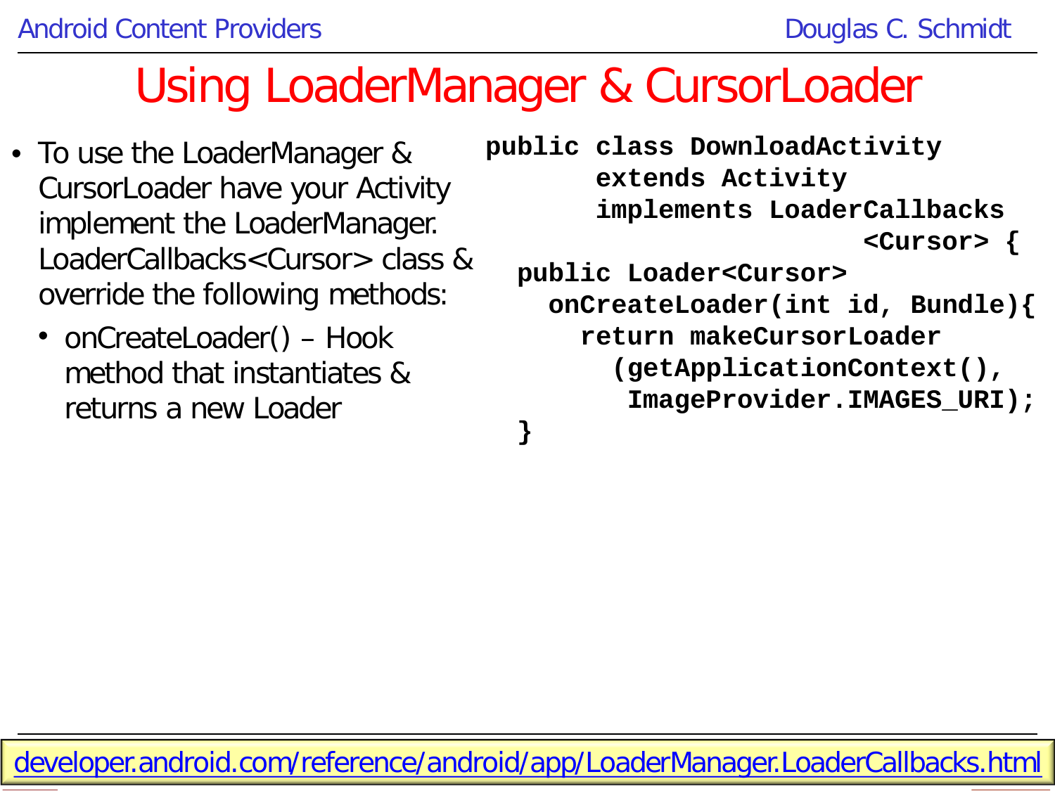# Using LoaderManager & CursorLoader

- To use the LoaderManager & CursorLoader have your Activity implement the LoaderManager.LoaderCallbacks<Cursor> class & override the following methods:
  - onCreateLoader() – Hook method that instantiates & returns a new Loader

```
public class DownloadActivity
       extends Activity
       implements LoaderCallbacks
                            <Cursor> {
  public Loader<Cursor>
    onCreateLoader(int id, Bundle){
      return makeCursorLoader
        (getApplicationContext(),
         ImageProvider.IMAGES_URI);
  }
```

developer.android.com/reference/android/app/LoaderManager.LoaderCallbacks.html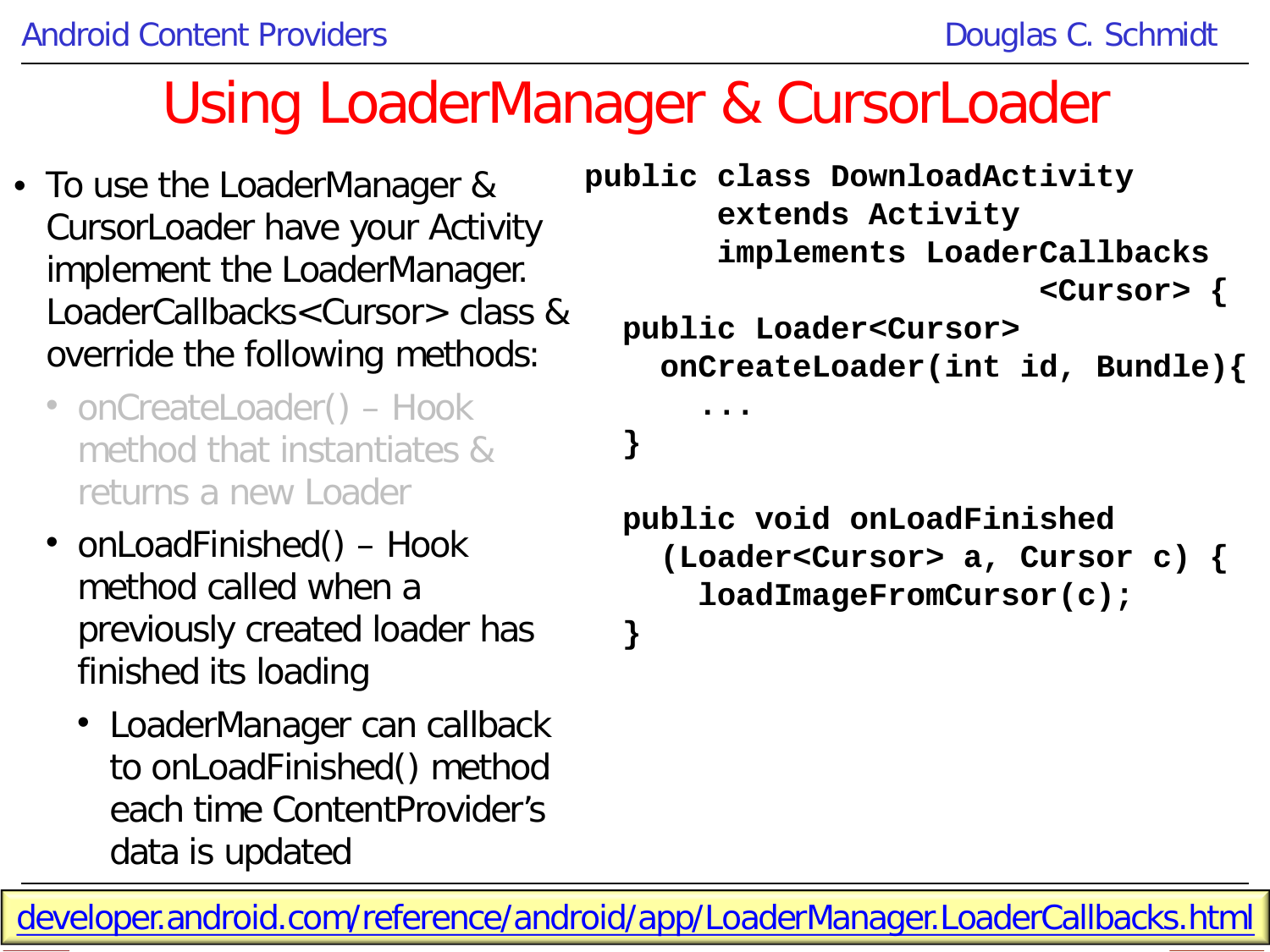# Using LoaderManager & CursorLoader

- To use the LoaderManager & CursorLoader have your Activity implement the LoaderManager.LoaderCallbacks<Cursor> class & override the following methods:
  - onCreateLoader() – Hook method that instantiates & returns a new Loader
  - onLoadFinished() – Hook method called when a previously created loader has finished its loading
    - LoaderManager can callback to onLoadFinished() method each time ContentProvider's data is updated

```
public class DownloadActivity
       extends Activity
       implements LoaderCallbacks
                                <Cursor> {
  public Loader<Cursor>
    onCreateLoader(int id, Bundle){
      ...
  }

  public void onLoadFinished
    (Loader<Cursor> a, Cursor c) {
      loadImageFromCursor(c);
  }
```

developer.android.com/reference/android/app/LoaderManager.LoaderCallbacks.html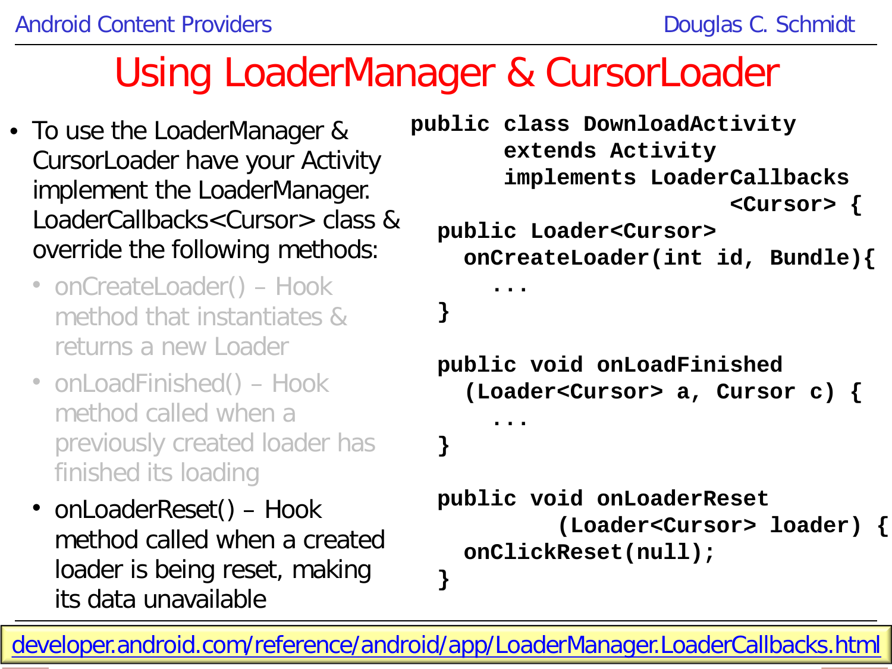# Using LoaderManager & CursorLoader

- To use the LoaderManager & CursorLoader have your Activity implement the LoaderManager. LoaderCallbacks<Cursor> class & override the following methods:
  - onCreateLoader() – Hook method that instantiates & returns a new Loader
  - onLoadFinished() – Hook method called when a previously created loader has finished its loading
  - onLoaderReset() – Hook method called when a created loader is being reset, making its data unavailable

```
public class DownloadActivity
       extends Activity
       implements LoaderCallbacks
                          <Cursor> {
  public Loader<Cursor>
    onCreateLoader(int id, Bundle){
      ...
  }

  public void onLoadFinished
    (Loader<Cursor> a, Cursor c) {
      ...
  }

  public void onLoaderReset
           (Loader<Cursor> loader) {
    onClickReset(null);
  }
```

developer.android.com/reference/android/app/LoaderManager.LoaderCallbacks.html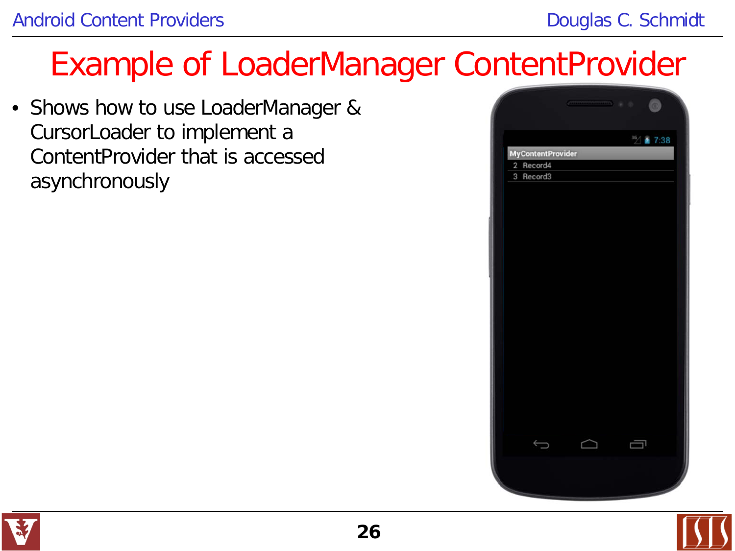# Example of LoaderManager ContentProvider

- Shows how to use LoaderManager & CursorLoader to implement a ContentProvider that is accessed asynchronously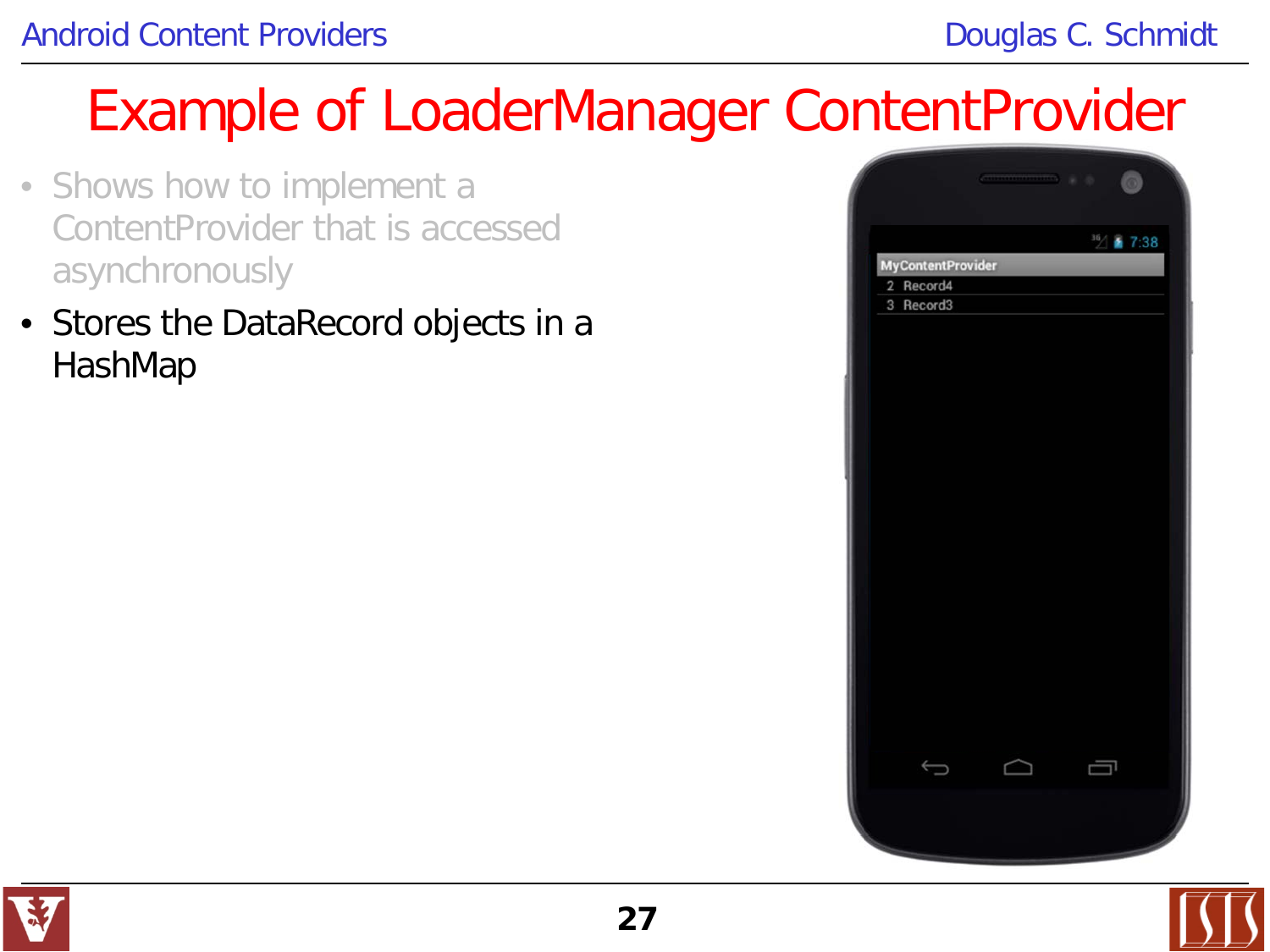# Example of LoaderManager ContentProvider

- Shows how to implement a ContentProvider that is accessed asynchronously
- Stores the DataRecord objects in a HashMap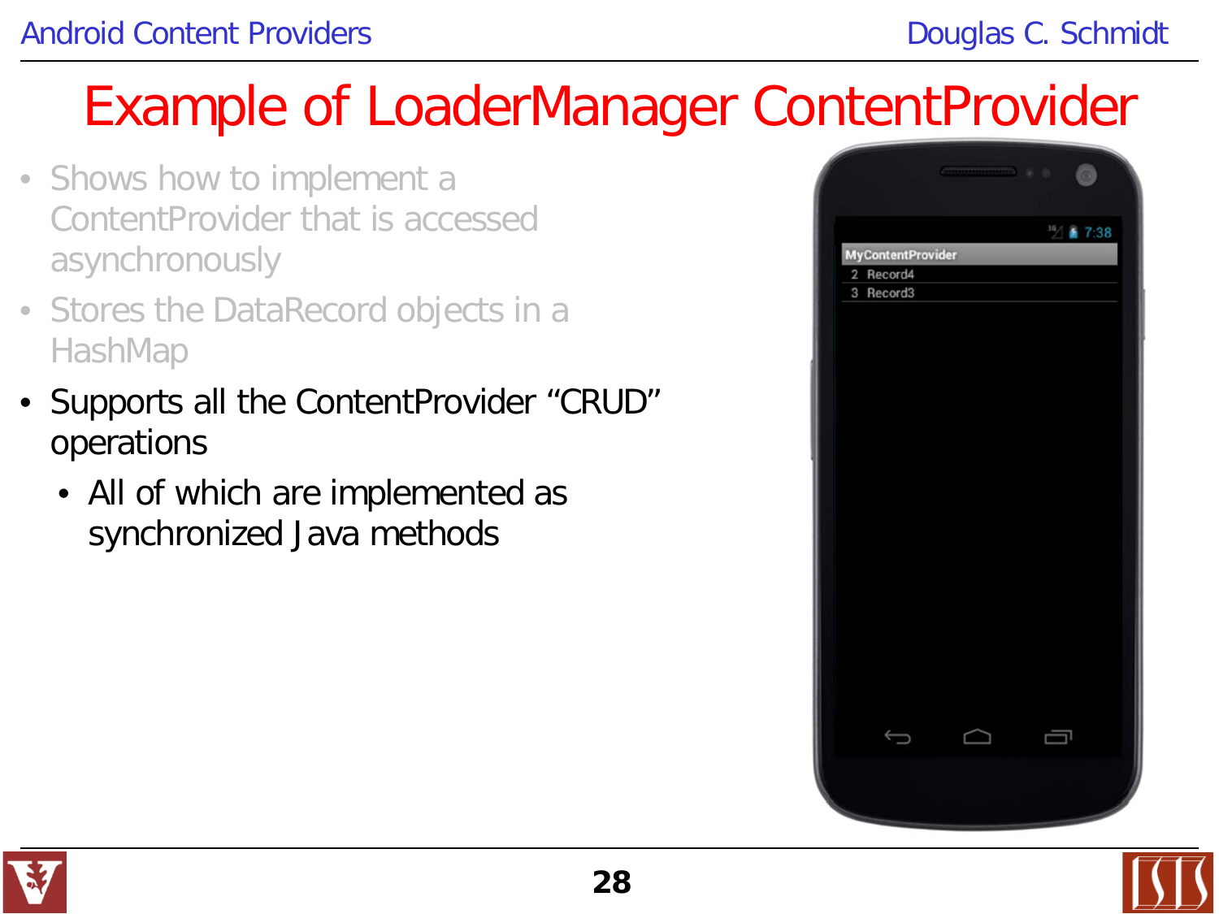# Example of LoaderManager ContentProvider

- Shows how to implement a ContentProvider that is accessed asynchronously
- Stores the DataRecord objects in a HashMap
- Supports all the ContentProvider "CRUD" operations
  - All of which are implemented as synchronized Java methods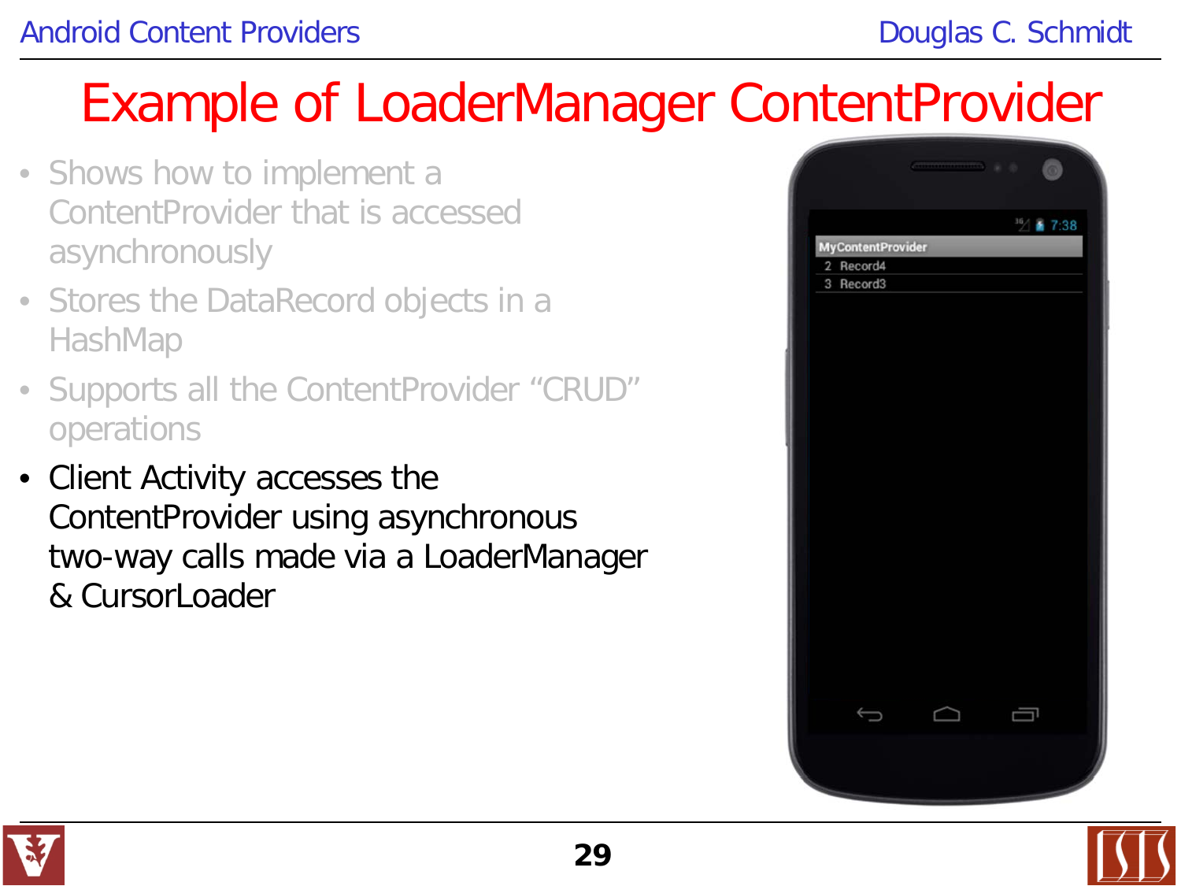# Example of LoaderManager ContentProvider

- Shows how to implement a ContentProvider that is accessed asynchronously
- Stores the DataRecord objects in a HashMap
- Supports all the ContentProvider "CRUD" operations
- Client Activity accesses the ContentProvider using asynchronous two-way calls made via a LoaderManager & CursorLoader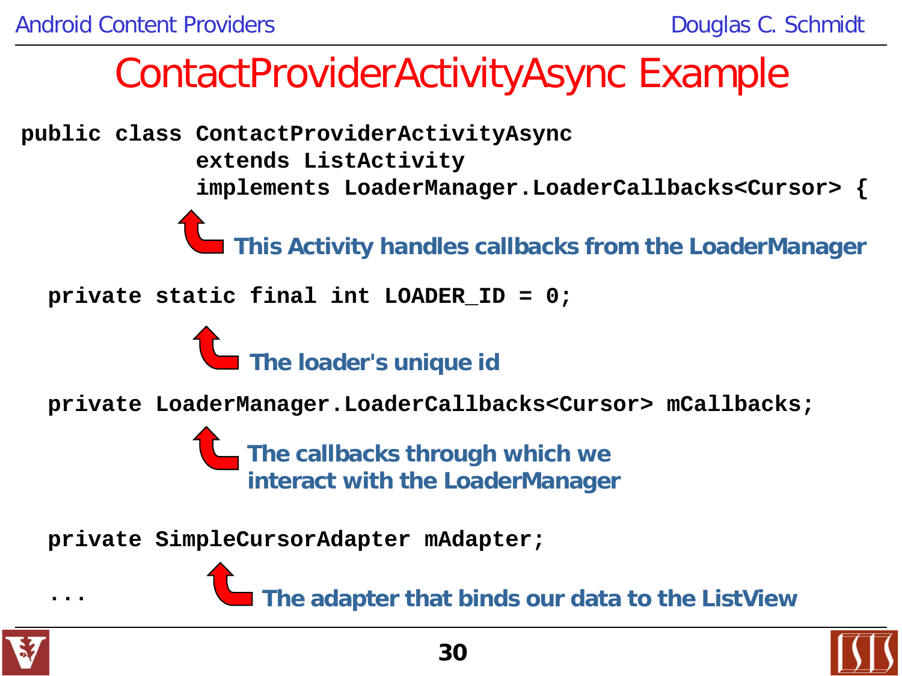# ContactProviderActivityAsync Example

```
public class ContactProviderActivityAsync
             extends ListActivity
             implements LoaderManager.LoaderCallbacks<Cursor> {
```

**This Activity handles callbacks from the LoaderManager**

```
  private static final int LOADER_ID = 0;
```

**The loader's unique id**

```
  private LoaderManager.LoaderCallbacks<Cursor> mCallbacks;
```

**The callbacks through which we interact with the LoaderManager**

```
  private SimpleCursorAdapter mAdapter;

  ...
```

**The adapter that binds our data to the ListView**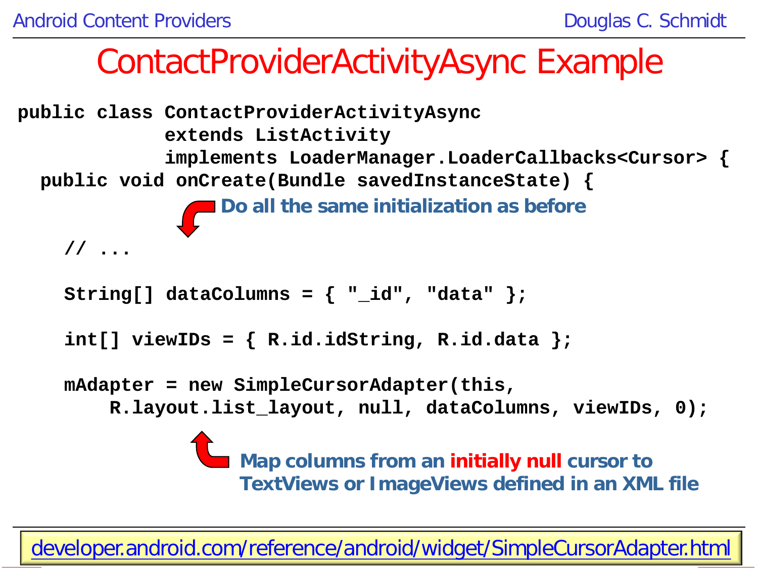# ContactProviderActivityAsync Example

```
public class ContactProviderActivityAsync
             extends ListActivity
             implements LoaderManager.LoaderCallbacks<Cursor> {
  public void onCreate(Bundle savedInstanceState) {

    // ...

    String[] dataColumns = { "_id", "data" };

    int[] viewIDs = { R.id.idString, R.id.data };

    mAdapter = new SimpleCursorAdapter(this,
        R.layout.list_layout, null, dataColumns, viewIDs, 0);
```

**Do all the same initialization as before**

**Map columns from an initially null cursor to TextViews or ImageViews defined in an XML file**

developer.android.com/reference/android/widget/SimpleCursorAdapter.html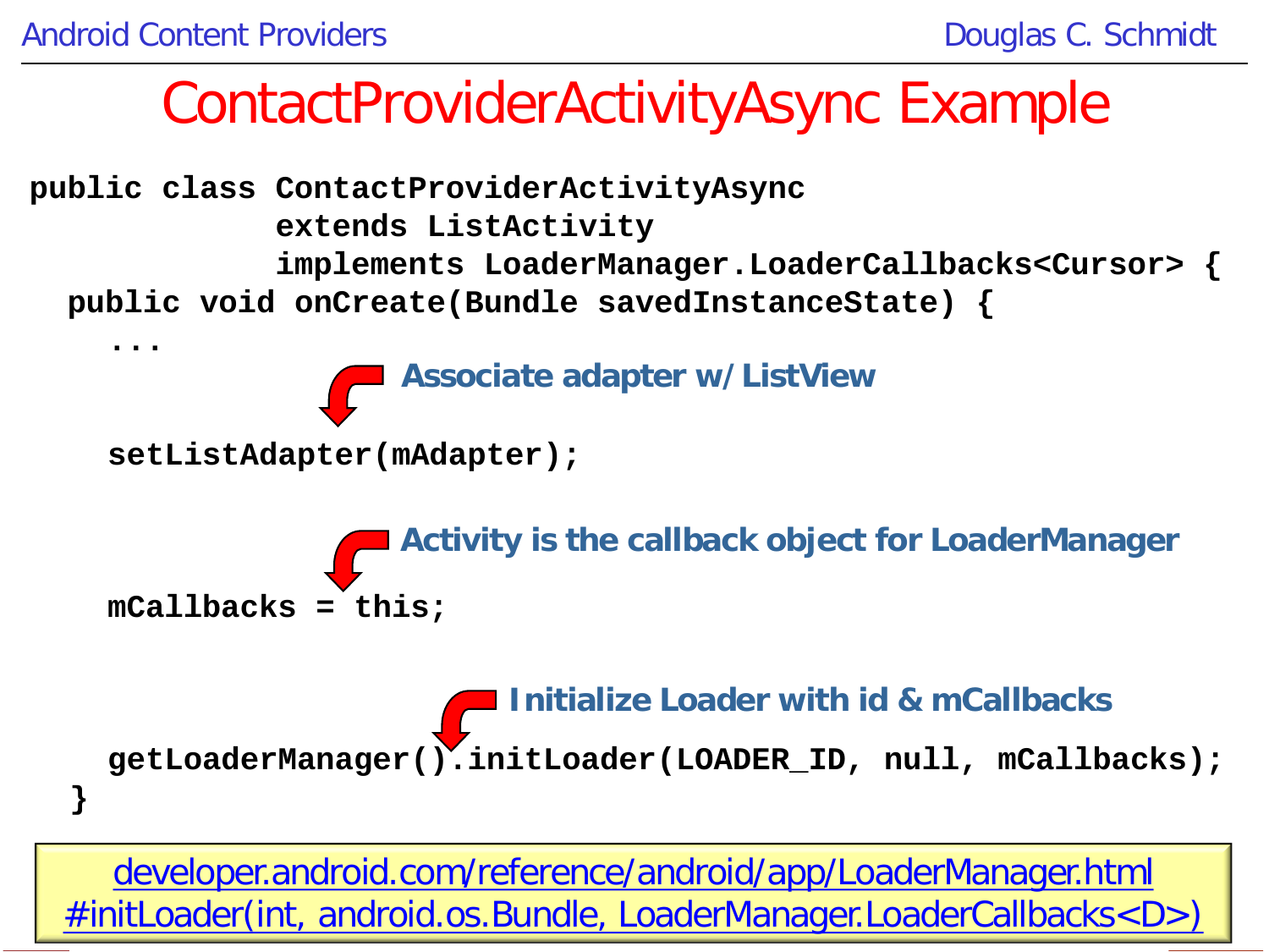# ContactProviderActivityAsync Example

```
public class ContactProviderActivityAsync
             extends ListActivity
             implements LoaderManager.LoaderCallbacks<Cursor> {
  public void onCreate(Bundle savedInstanceState) {
    ...
```

**Associate adapter w/ ListView**

```
    setListAdapter(mAdapter);
```

**Activity is the callback object for LoaderManager**

```
    mCallbacks = this;
```

**Initialize Loader with id & mCallbacks**

```
    getLoaderManager().initLoader(LOADER_ID, null, mCallbacks);
  }
```

developer.android.com/reference/android/app/LoaderManager.html#initLoader(int, android.os.Bundle, LoaderManager.LoaderCallbacks<D>)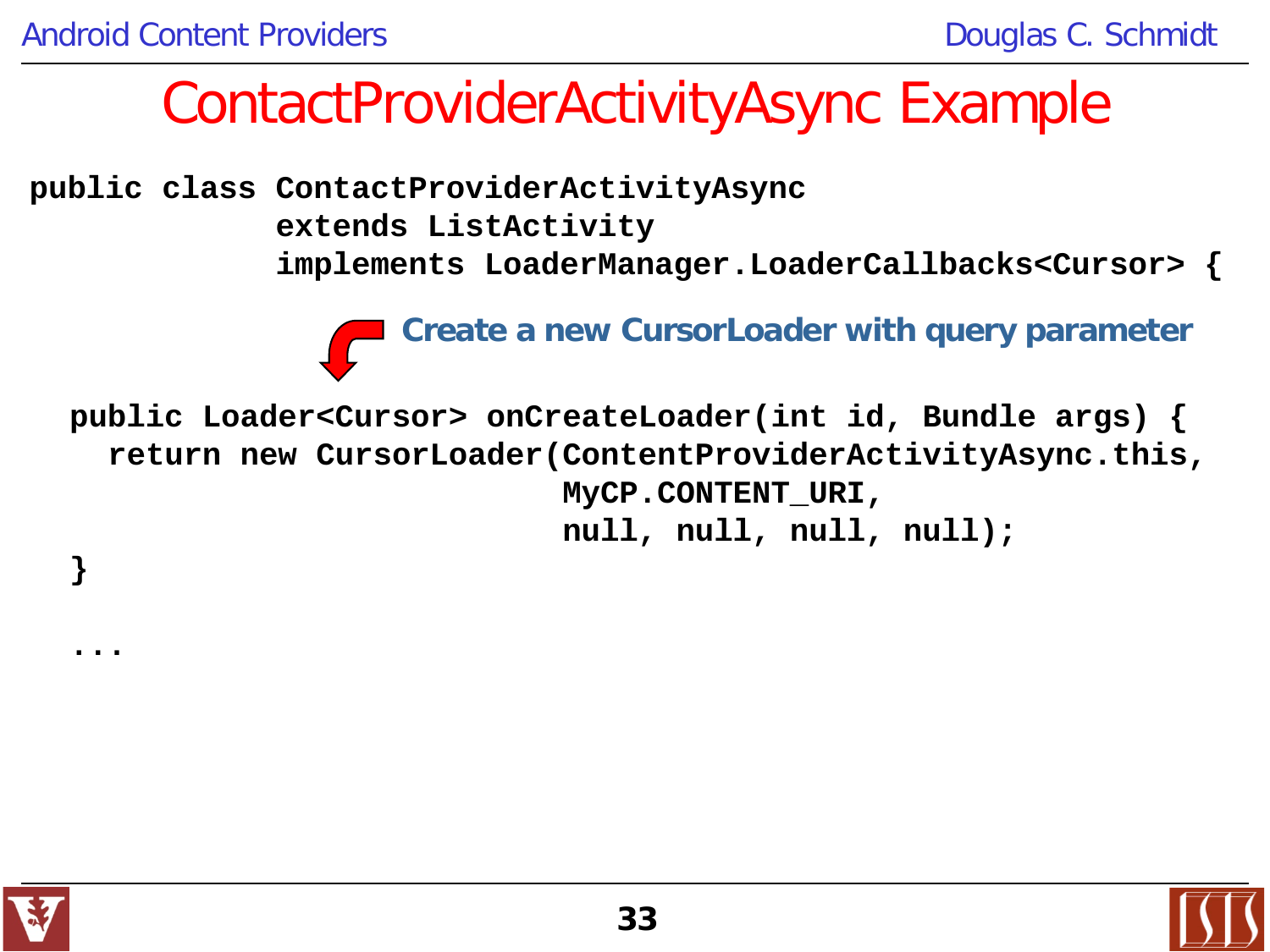# ContactProviderActivityAsync Example

```
public class ContactProviderActivityAsync
             extends ListActivity
             implements LoaderManager.LoaderCallbacks<Cursor> {
```

**Create a new CursorLoader with query parameter**

```
  public Loader<Cursor> onCreateLoader(int id, Bundle args) {
    return new CursorLoader(ContentProviderActivityAsync.this,
                            MyCP.CONTENT_URI,
                            null, null, null, null);
  }

  ...
```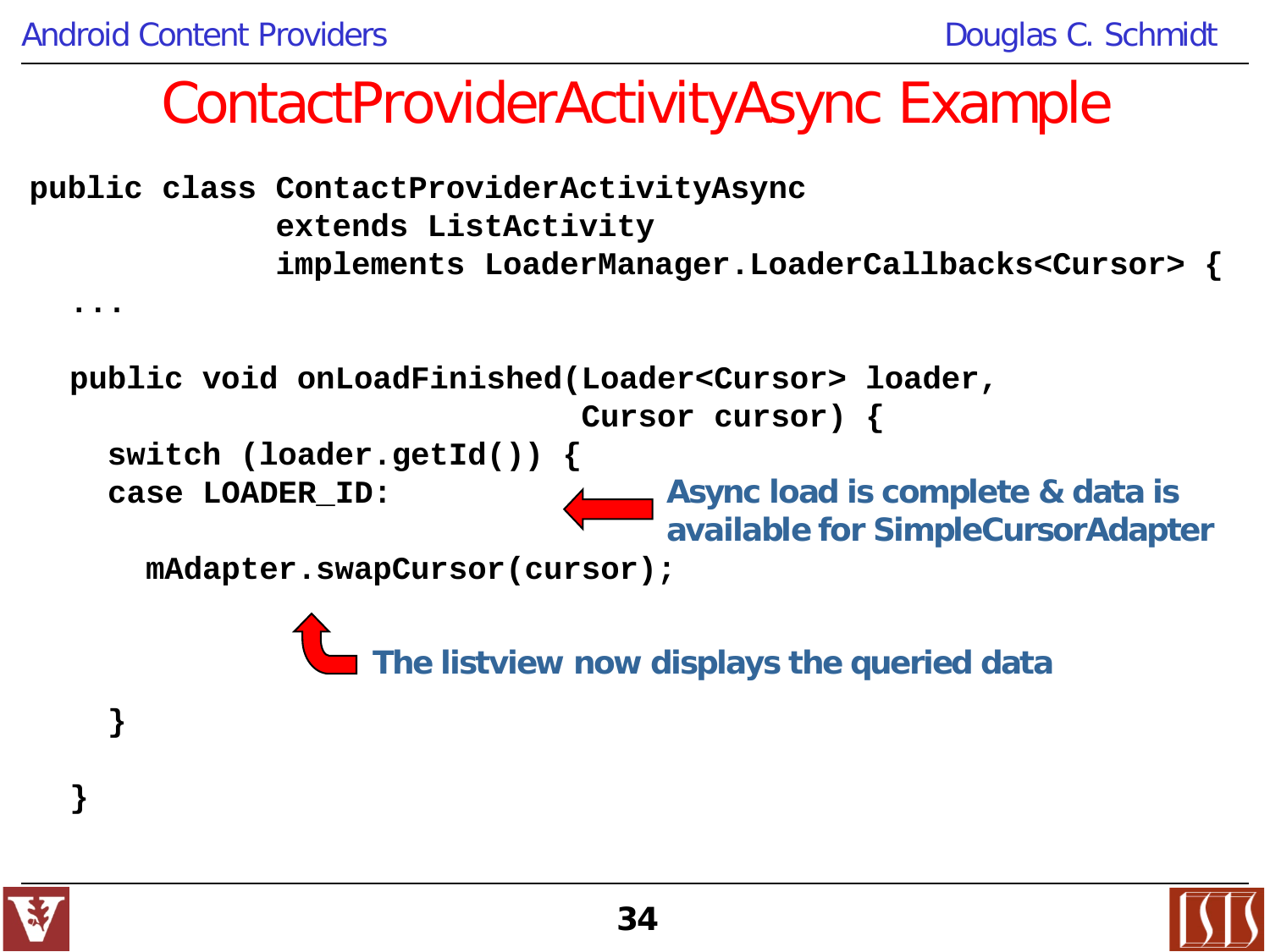# ContactProviderActivityAsync Example

```
public class ContactProviderActivityAsync
             extends ListActivity
             implements LoaderManager.LoaderCallbacks<Cursor> {
  ...

  public void onLoadFinished(Loader<Cursor> loader,
                             Cursor cursor) {
    switch (loader.getId()) {
    case LOADER_ID:

      mAdapter.swapCursor(cursor);

    }

  }
```

**Async load is complete & data is available for SimpleCursorAdapter**

**The listview now displays the queried data**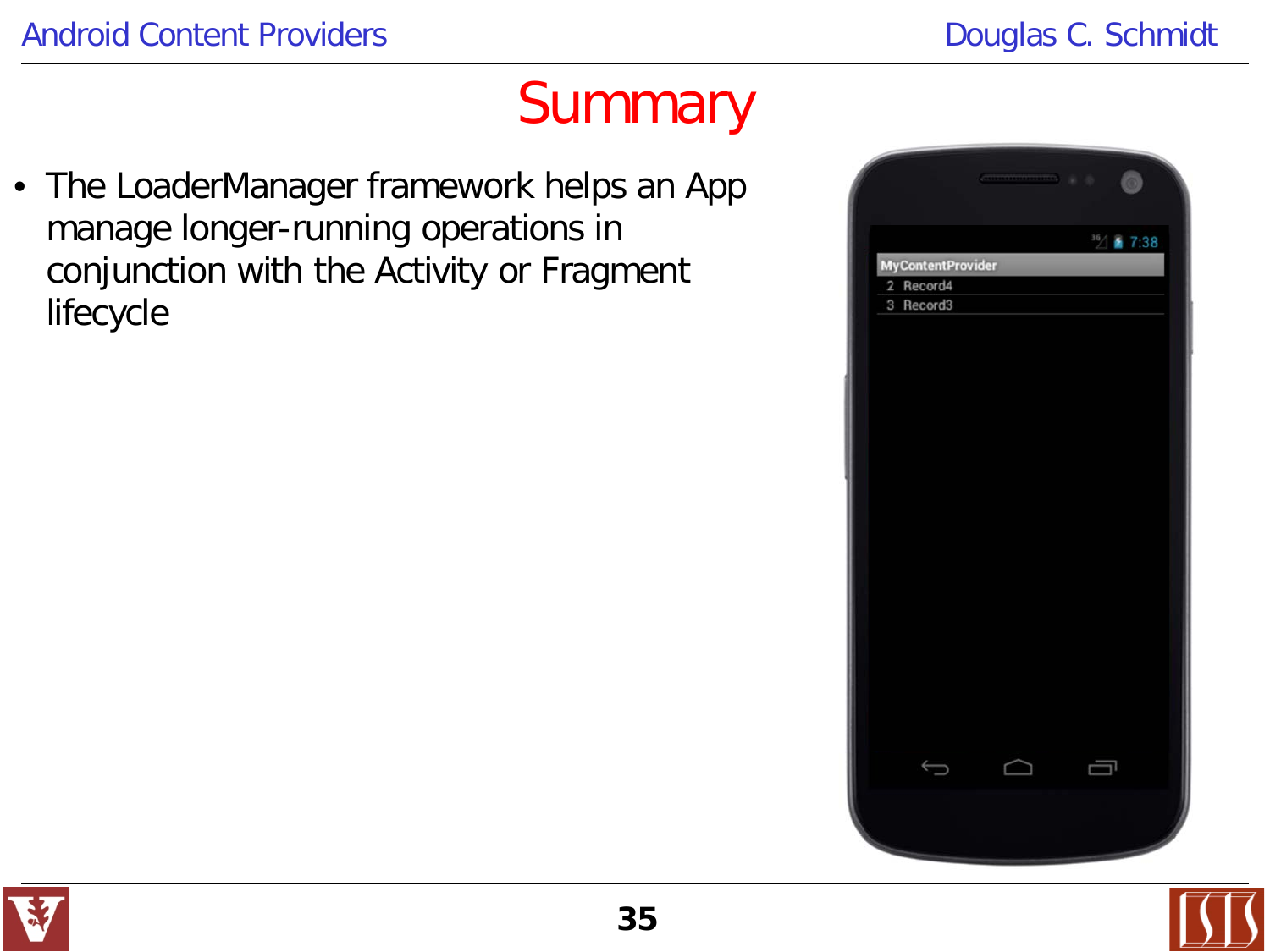# Summary

- The LoaderManager framework helps an App manage longer-running operations in conjunction with the Activity or Fragment lifecycle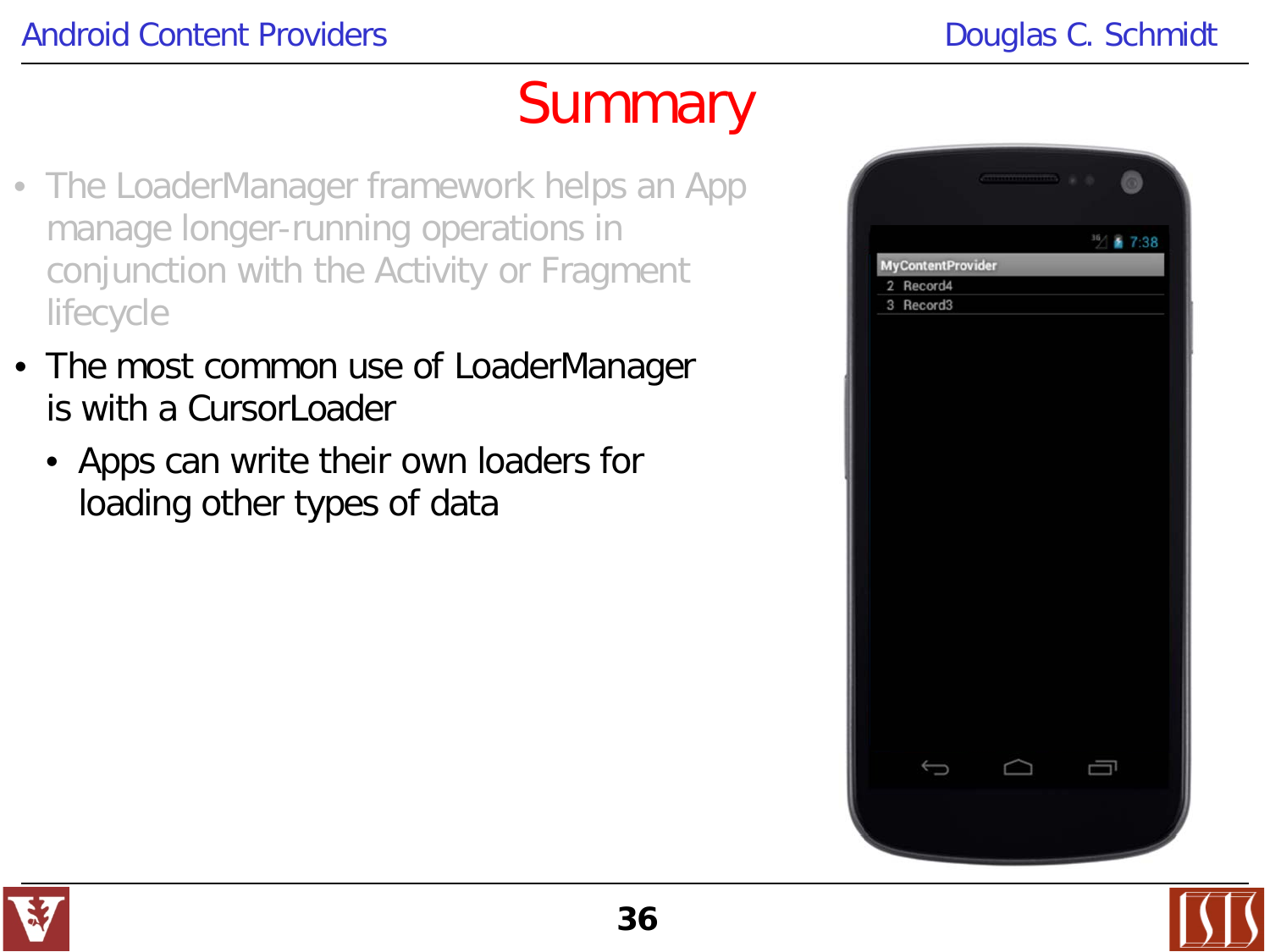# Summary

- The LoaderManager framework helps an App manage longer-running operations in conjunction with the Activity or Fragment lifecycle
- The most common use of LoaderManager is with a CursorLoader
  - Apps can write their own loaders for loading other types of data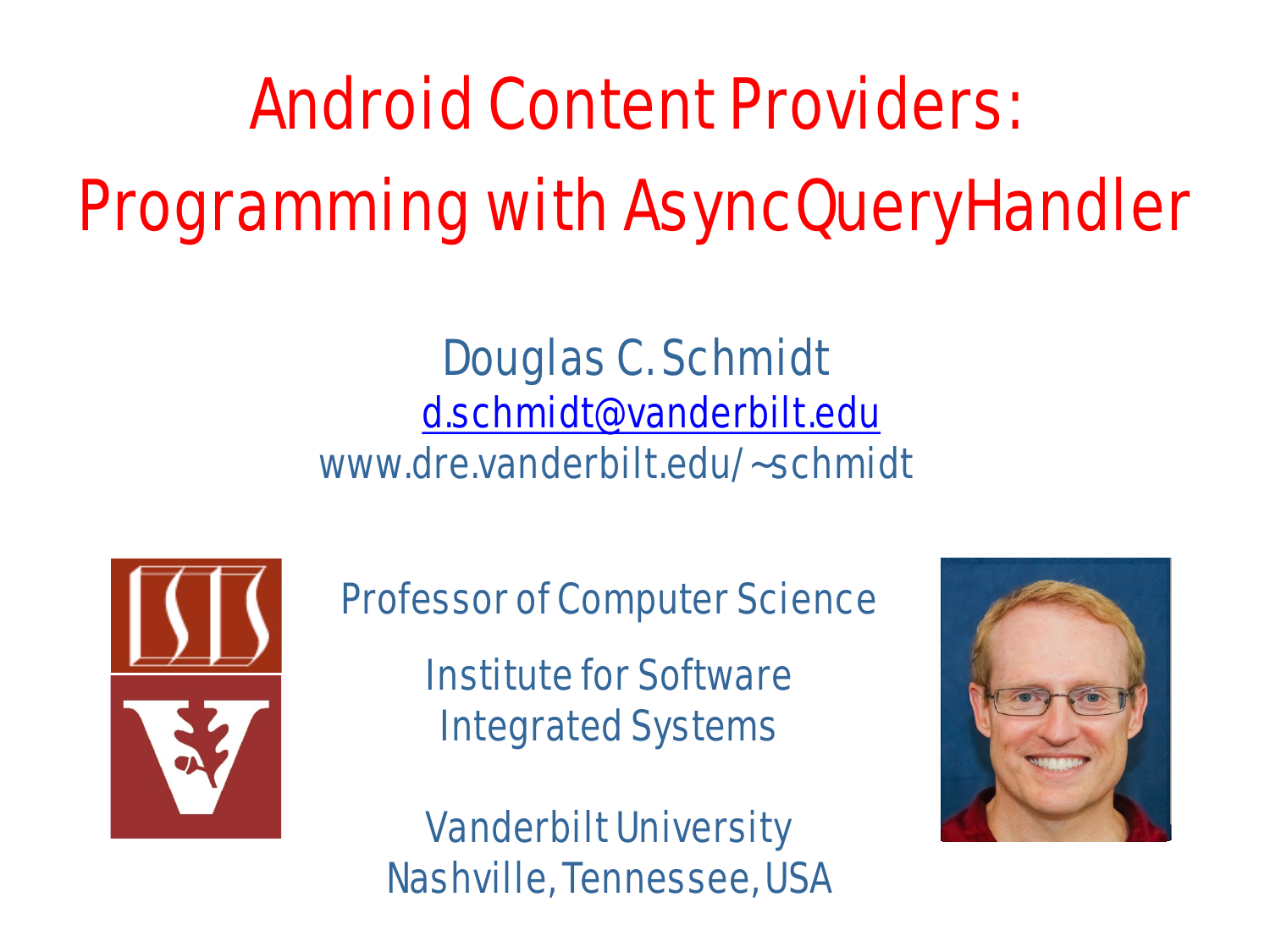# Android Content Providers: Programming with AsyncQueryHandler

Douglas C. Schmidt

d.schmidt@vanderbilt.edu

www.dre.vanderbilt.edu/~schmidt

Professor of Computer Science

Institute for Software Integrated Systems

Vanderbilt University

Nashville, Tennessee, USA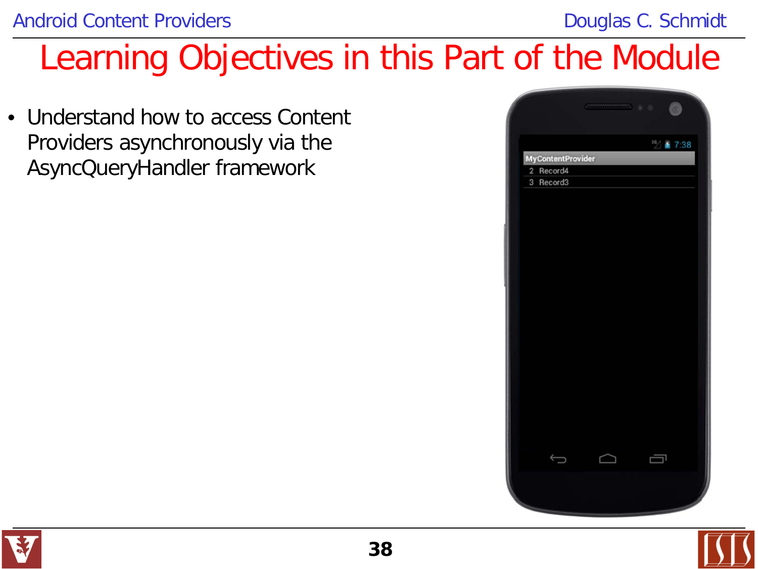# Learning Objectives in this Part of the Module

- Understand how to access Content Providers asynchronously via the AsyncQueryHandler framework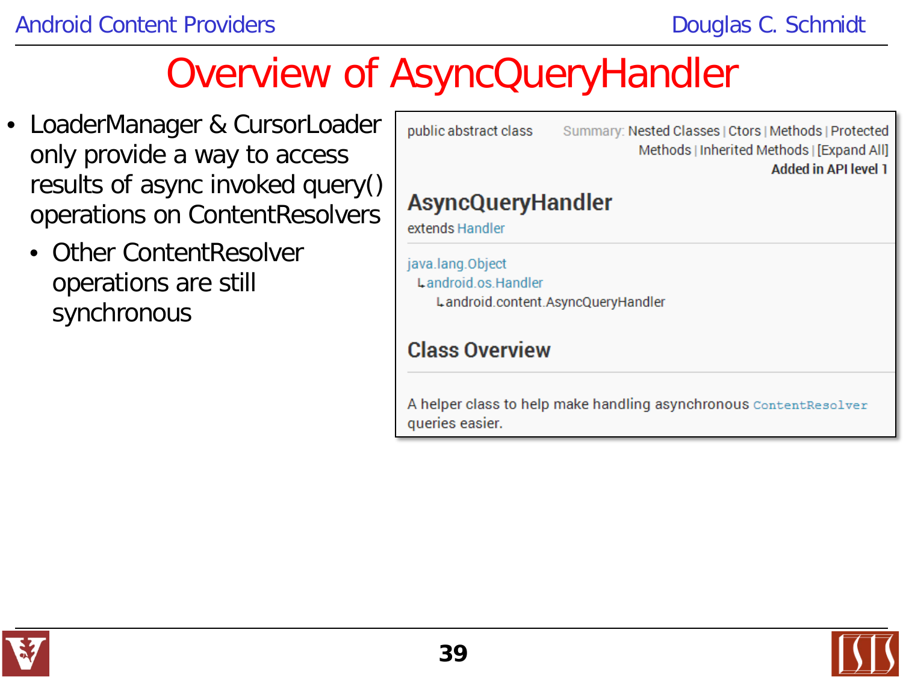# Overview of AsyncQueryHandler

- LoaderManager & CursorLoader only provide a way to access results of async invoked query() operations on ContentResolvers
  - Other ContentResolver operations are still synchronous

public abstract class

Summary: Nested Classes | Ctors | Methods | Protected Methods | Inherited Methods | [Expand All]

**Added in API level 1**

## AsyncQueryHandler

extends Handler

java.lang.Object
↳android.os.Handler
↳android.content.AsyncQueryHandler

### Class Overview

A helper class to help make handling asynchronous `ContentResolver` queries easier.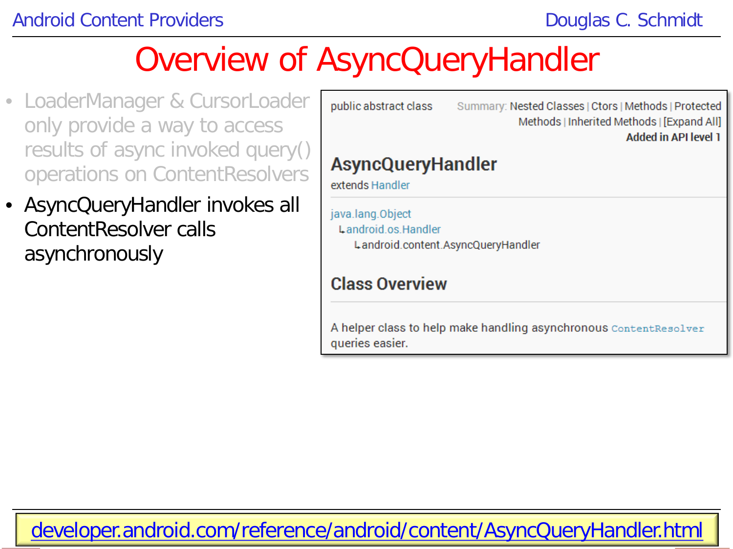# Overview of AsyncQueryHandler

- LoaderManager & CursorLoader only provide a way to access results of async invoked query() operations on ContentResolvers
- AsyncQueryHandler invokes all ContentResolver calls asynchronously

public abstract class

Summary: Nested Classes | Ctors | Methods | Protected Methods | Inherited Methods | [Expand All]

**Added in API level 1**

## AsyncQueryHandler

extends Handler

java.lang.Object
  ↳android.os.Handler
    ↳android.content.AsyncQueryHandler

### Class Overview

A helper class to help make handling asynchronous `ContentResolver` queries easier.

developer.android.com/reference/android/content/AsyncQueryHandler.html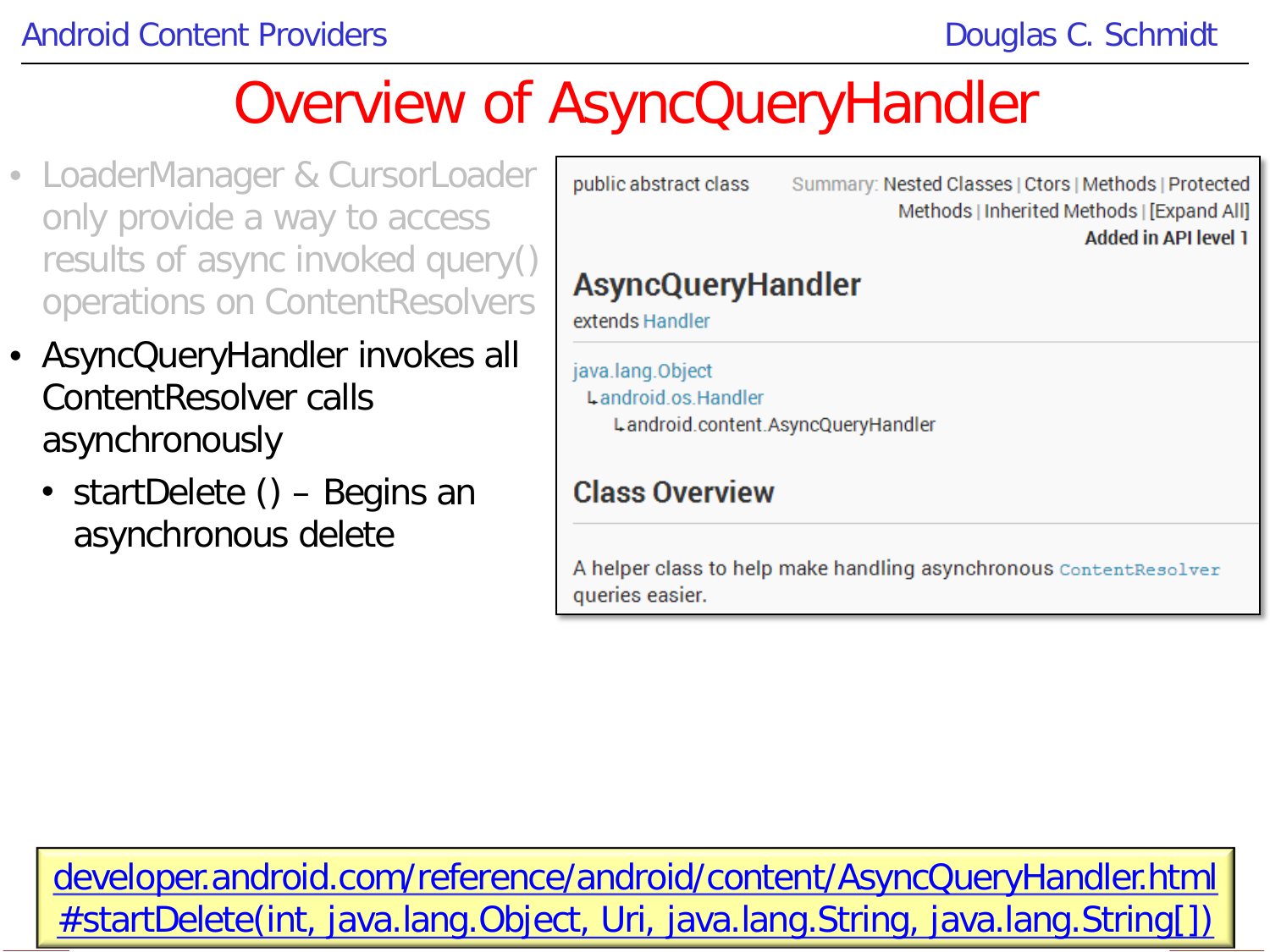# Overview of AsyncQueryHandler

- LoaderManager & CursorLoader only provide a way to access results of async invoked query() operations on ContentResolvers
- AsyncQueryHandler invokes all ContentResolver calls asynchronously
  - startDelete () – Begins an asynchronous delete

public abstract class

Summary: Nested Classes | Ctors | Methods | Protected Methods | Inherited Methods | [Expand All]

**Added in API level 1**

## AsyncQueryHandler

extends Handler

java.lang.Object
↳android.os.Handler
  ↳android.content.AsyncQueryHandler

### Class Overview

A helper class to help make handling asynchronous `ContentResolver` queries easier.

developer.android.com/reference/android/content/AsyncQueryHandler.html#startDelete(int, java.lang.Object, Uri, java.lang.String, java.lang.String[])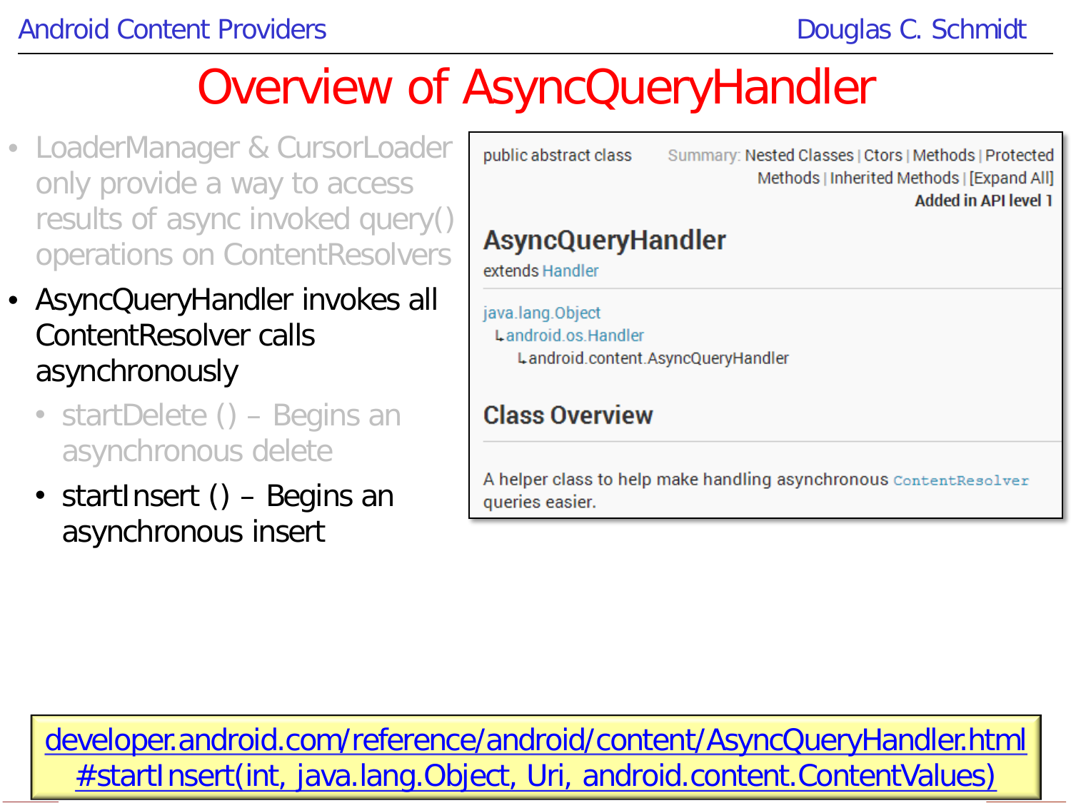# Overview of AsyncQueryHandler

- LoaderManager & CursorLoader only provide a way to access results of async invoked query() operations on ContentResolvers
- AsyncQueryHandler invokes all ContentResolver calls asynchronously
  - startDelete () – Begins an asynchronous delete
  - startInsert () – Begins an asynchronous insert

public abstract class

Summary: Nested Classes | Ctors | Methods | Protected Methods | Inherited Methods | [Expand All]

**Added in API level 1**

## AsyncQueryHandler

extends Handler

java.lang.Object
 ↳android.os.Handler
  ↳android.content.AsyncQueryHandler

### Class Overview

A helper class to help make handling asynchronous `ContentResolver` queries easier.

developer.android.com/reference/android/content/AsyncQueryHandler.html#startInsert(int, java.lang.Object, Uri, android.content.ContentValues)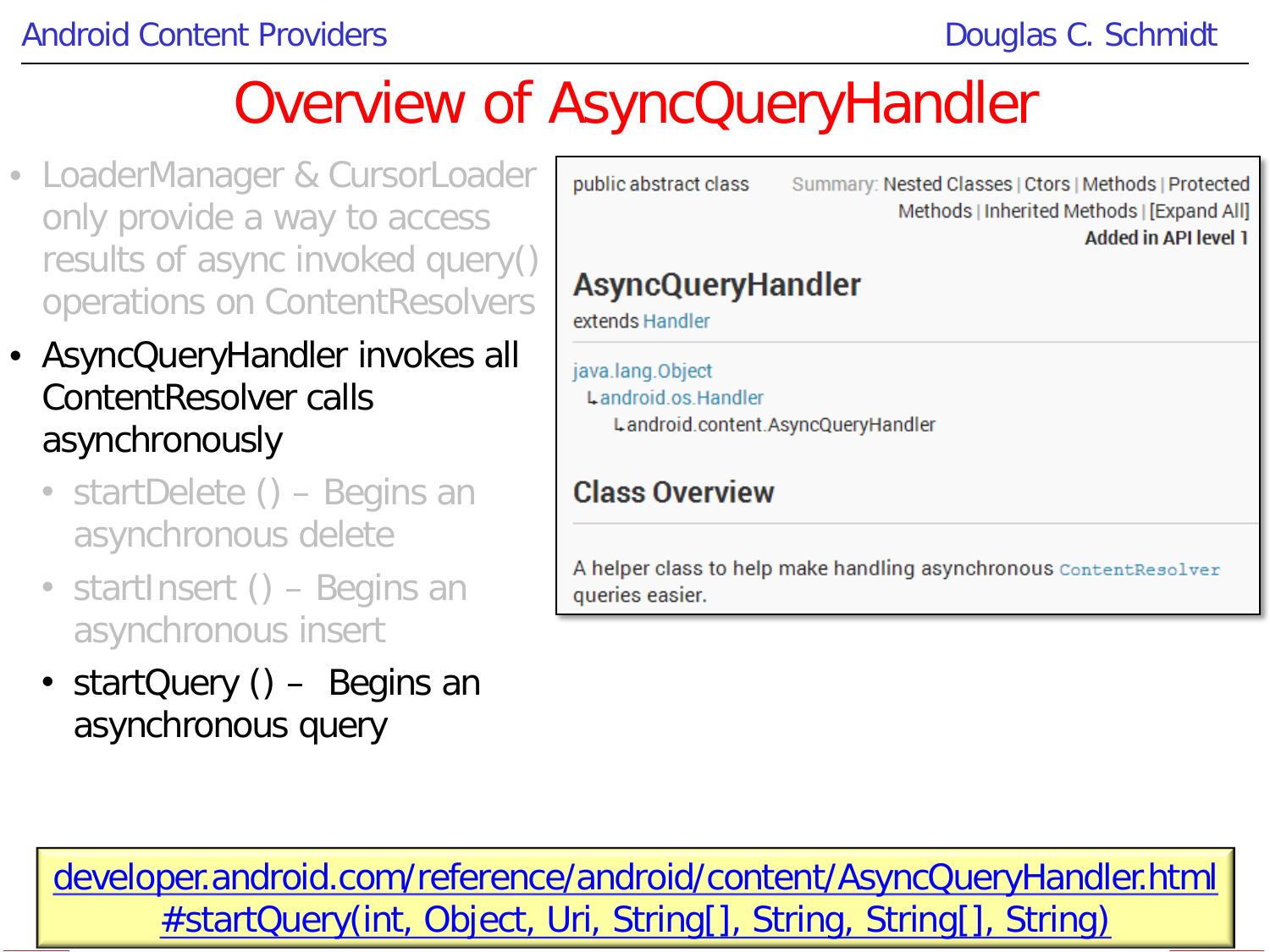# Overview of AsyncQueryHandler

- LoaderManager & CursorLoader only provide a way to access results of async invoked query() operations on ContentResolvers
- AsyncQueryHandler invokes all ContentResolver calls asynchronously
  - startDelete () – Begins an asynchronous delete
  - startInsert () – Begins an asynchronous insert
  - startQuery () – Begins an asynchronous query

public abstract class

Summary: Nested Classes | Ctors | Methods | Protected Methods | Inherited Methods | [Expand All]

**Added in API level 1**

## AsyncQueryHandler

extends Handler

java.lang.Object
↳android.os.Handler
  ↳android.content.AsyncQueryHandler

### Class Overview

A helper class to help make handling asynchronous `ContentResolver` queries easier.

developer.android.com/reference/android/content/AsyncQueryHandler.html#startQuery(int, Object, Uri, String[], String, String[], String)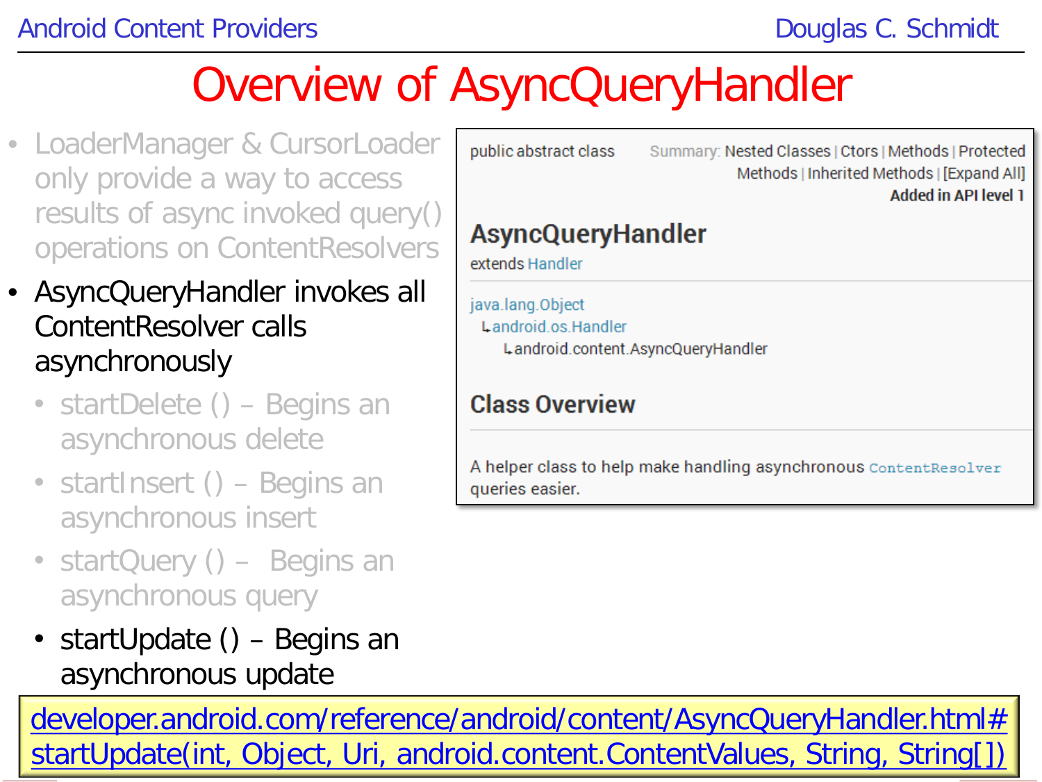# Overview of AsyncQueryHandler

- LoaderManager & CursorLoader only provide a way to access results of async invoked query() operations on ContentResolvers
- AsyncQueryHandler invokes all ContentResolver calls asynchronously
  - startDelete () – Begins an asynchronous delete
  - startInsert () – Begins an asynchronous insert
  - startQuery () – Begins an asynchronous query
  - startUpdate () – Begins an asynchronous update

public abstract class

Summary: Nested Classes | Ctors | Methods | Protected Methods | Inherited Methods | [Expand All]

**Added in API level 1**

## AsyncQueryHandler

extends Handler

java.lang.Object
↳android.os.Handler
↳android.content.AsyncQueryHandler

### Class Overview

A helper class to help make handling asynchronous `ContentResolver` queries easier.

developer.android.com/reference/android/content/AsyncQueryHandler.html#startUpdate(int, Object, Uri, android.content.ContentValues, String, String[])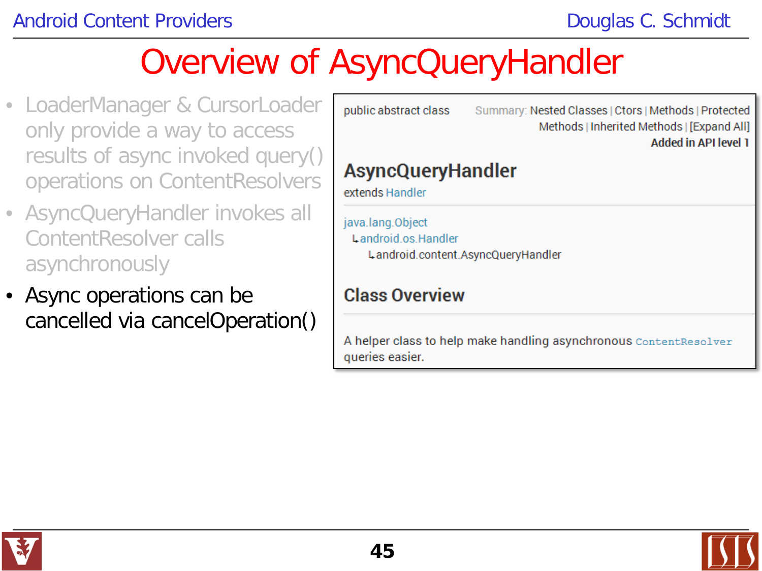# Overview of AsyncQueryHandler

- LoaderManager & CursorLoader only provide a way to access results of async invoked query() operations on ContentResolvers
- AsyncQueryHandler invokes all ContentResolver calls asynchronously
- Async operations can be cancelled via cancelOperation()

public abstract class

Summary: Nested Classes | Ctors | Methods | Protected Methods | Inherited Methods | [Expand All]

**Added in API level 1**

## AsyncQueryHandler

extends Handler

java.lang.Object
↳android.os.Handler
↳android.content.AsyncQueryHandler

### Class Overview

A helper class to help make handling asynchronous `ContentResolver` queries easier.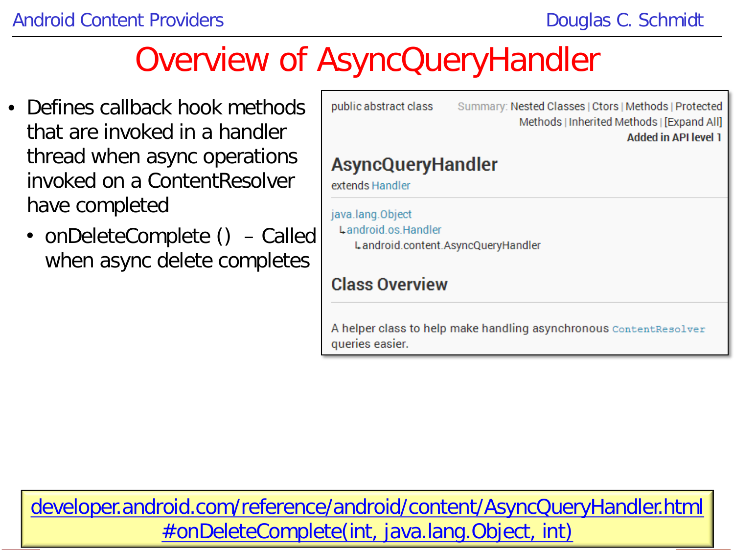# Overview of AsyncQueryHandler

- Defines callback hook methods that are invoked in a handler thread when async operations invoked on a ContentResolver have completed
  - onDeleteComplete () – Called when async delete completes

public abstract class

Summary: Nested Classes | Ctors | Methods | Protected Methods | Inherited Methods | [Expand All]

**Added in API level 1**

## AsyncQueryHandler

extends Handler

java.lang.Object
↳ android.os.Handler
↳ android.content.AsyncQueryHandler

## Class Overview

A helper class to help make handling asynchronous `ContentResolver` queries easier.

developer.android.com/reference/android/content/AsyncQueryHandler.html#onDeleteComplete(int, java.lang.Object, int)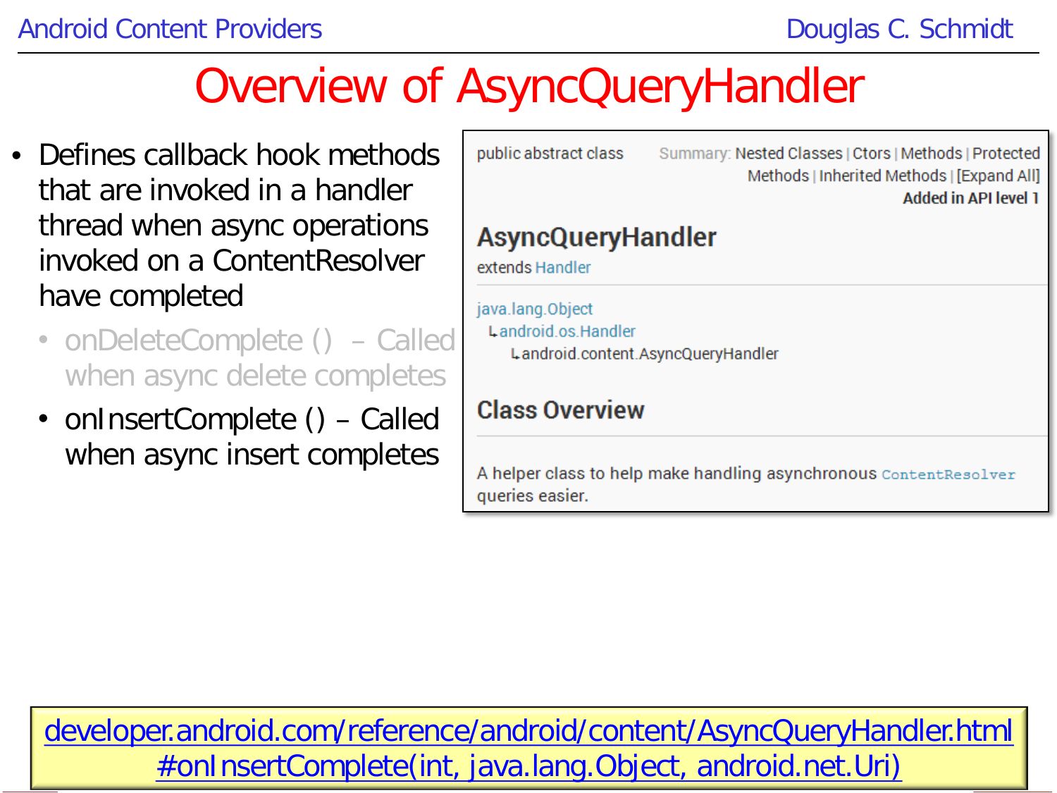# Overview of AsyncQueryHandler

- Defines callback hook methods that are invoked in a handler thread when async operations invoked on a ContentResolver have completed
  - onDeleteComplete () – Called when async delete completes
  - onInsertComplete () – Called when async insert completes

public abstract class

Summary: Nested Classes | Ctors | Methods | Protected Methods | Inherited Methods | [Expand All]

**Added in API level 1**

## AsyncQueryHandler

extends Handler

java.lang.Object
 ↳android.os.Handler
  ↳android.content.AsyncQueryHandler

### Class Overview

A helper class to help make handling asynchronous `ContentResolver` queries easier.

developer.android.com/reference/android/content/AsyncQueryHandler.html#onInsertComplete(int, java.lang.Object, android.net.Uri)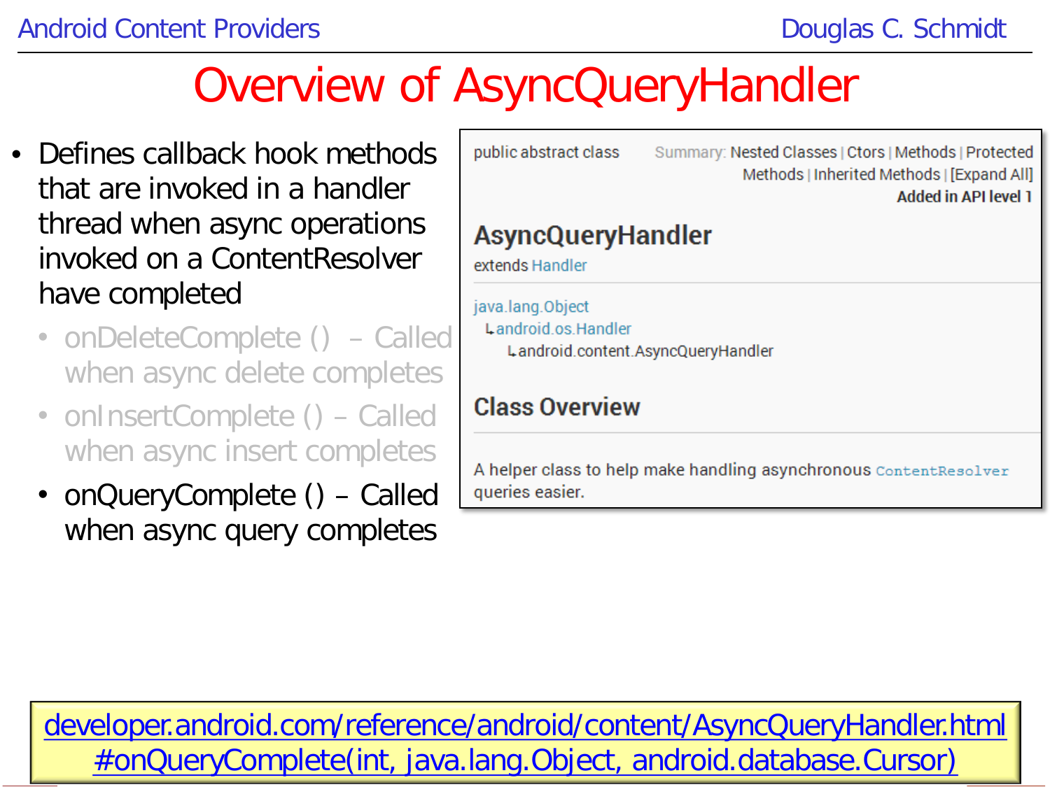# Overview of AsyncQueryHandler

- Defines callback hook methods that are invoked in a handler thread when async operations invoked on a ContentResolver have completed
  - onDeleteComplete () – Called when async delete completes
  - onInsertComplete () – Called when async insert completes
  - onQueryComplete () – Called when async query completes

public abstract class

Summary: Nested Classes | Ctors | Methods | Protected Methods | Inherited Methods | [Expand All]

**Added in API level 1**

## AsyncQueryHandler

extends Handler

java.lang.Object
↳android.os.Handler
↳android.content.AsyncQueryHandler

## Class Overview

A helper class to help make handling asynchronous `ContentResolver` queries easier.

developer.android.com/reference/android/content/AsyncQueryHandler.html#onQueryComplete(int, java.lang.Object, android.database.Cursor)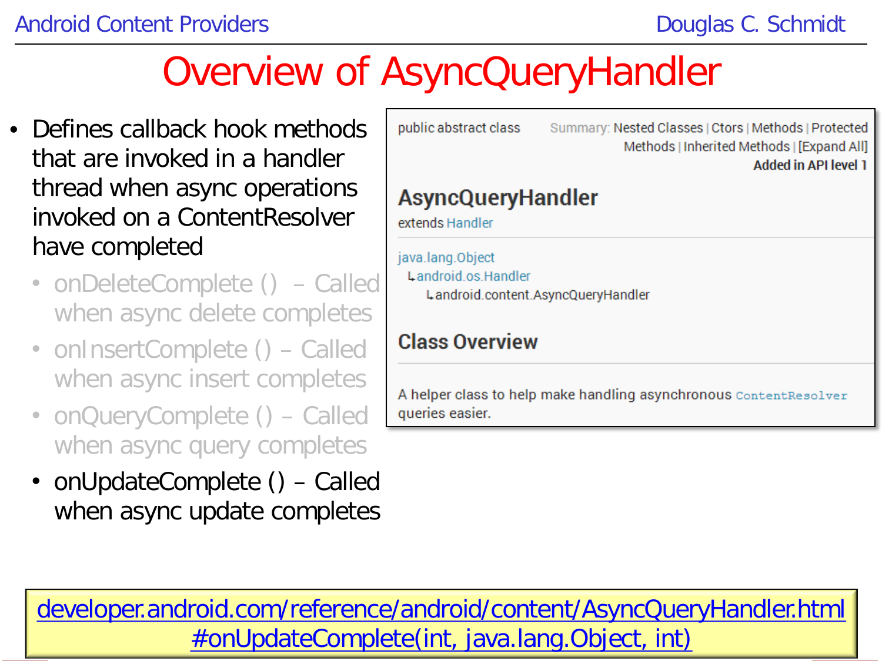# Overview of AsyncQueryHandler

- Defines callback hook methods that are invoked in a handler thread when async operations invoked on a ContentResolver have completed
  - onDeleteComplete () – Called when async delete completes
  - onInsertComplete () – Called when async insert completes
  - onQueryComplete () – Called when async query completes
  - onUpdateComplete () – Called when async update completes

public abstract class

Summary: Nested Classes | Ctors | Methods | Protected Methods | Inherited Methods | [Expand All]

**Added in API level 1**

## AsyncQueryHandler

extends Handler

java.lang.Object
  ↳ android.os.Handler
    ↳ android.content.AsyncQueryHandler

### Class Overview

A helper class to help make handling asynchronous `ContentResolver` queries easier.

developer.android.com/reference/android/content/AsyncQueryHandler.html#onUpdateComplete(int, java.lang.Object, int)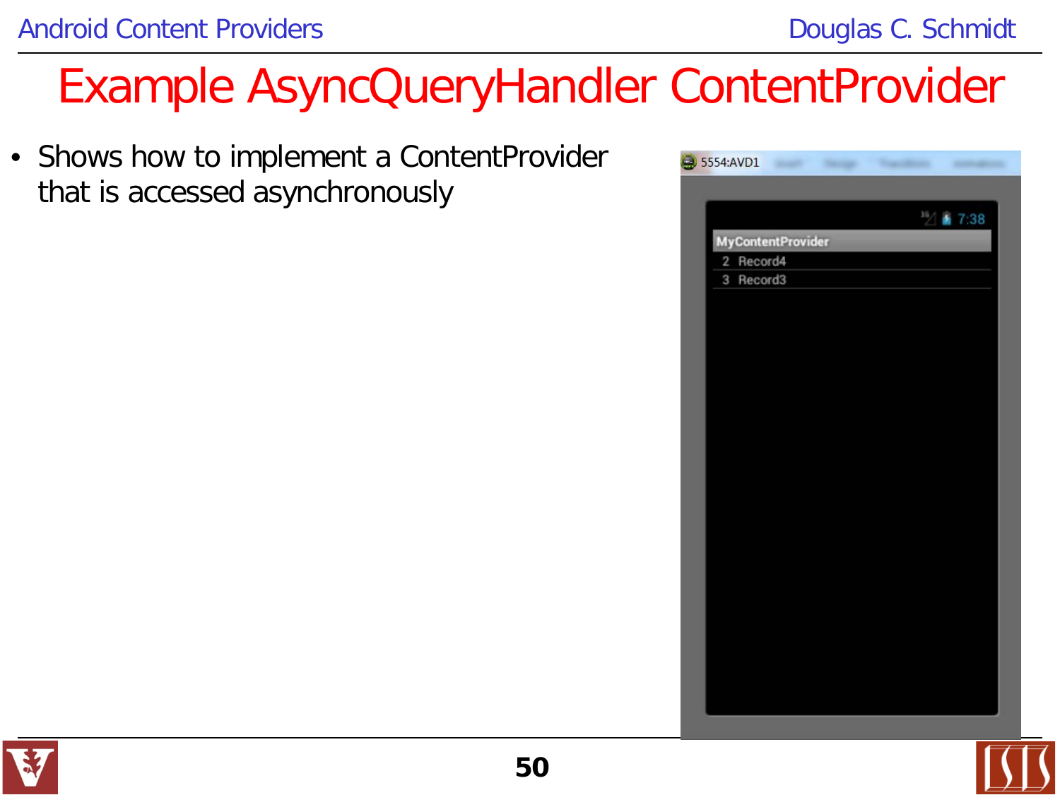# Example AsyncQueryHandler ContentProvider

- Shows how to implement a ContentProvider that is accessed asynchronously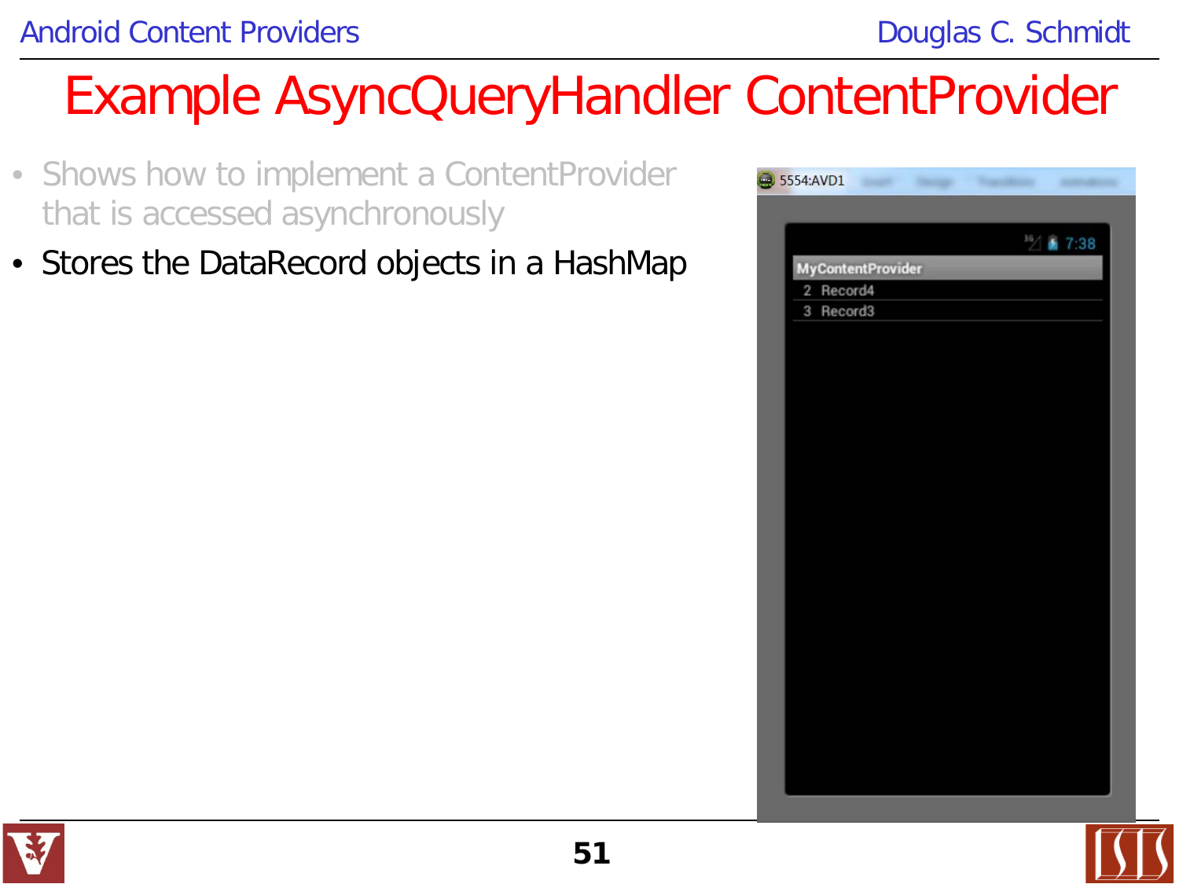# Example AsyncQueryHandler ContentProvider

- Shows how to implement a ContentProvider that is accessed asynchronously
- Stores the DataRecord objects in a HashMap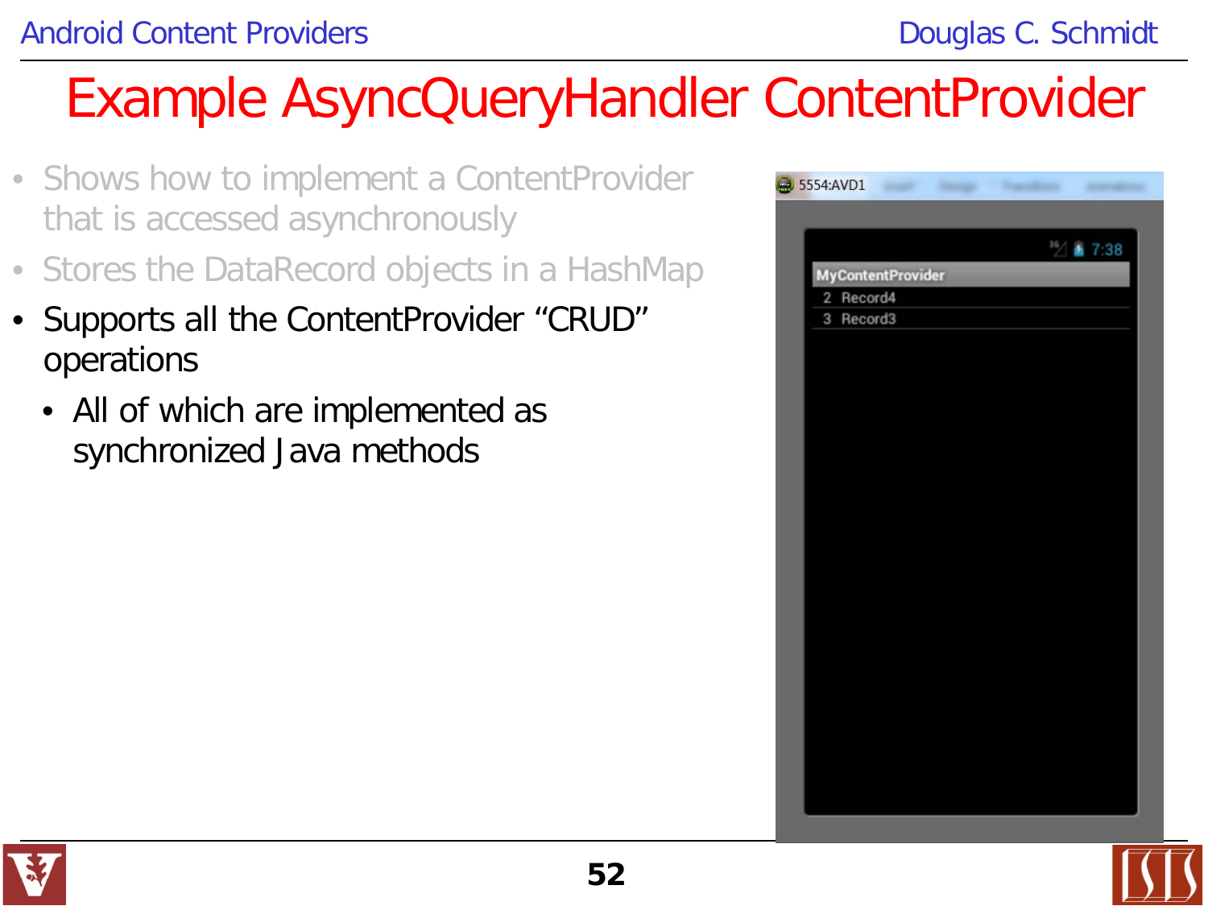# Example AsyncQueryHandler ContentProvider

- Shows how to implement a ContentProvider that is accessed asynchronously
- Stores the DataRecord objects in a HashMap
- Supports all the ContentProvider "CRUD" operations
  - All of which are implemented as synchronized Java methods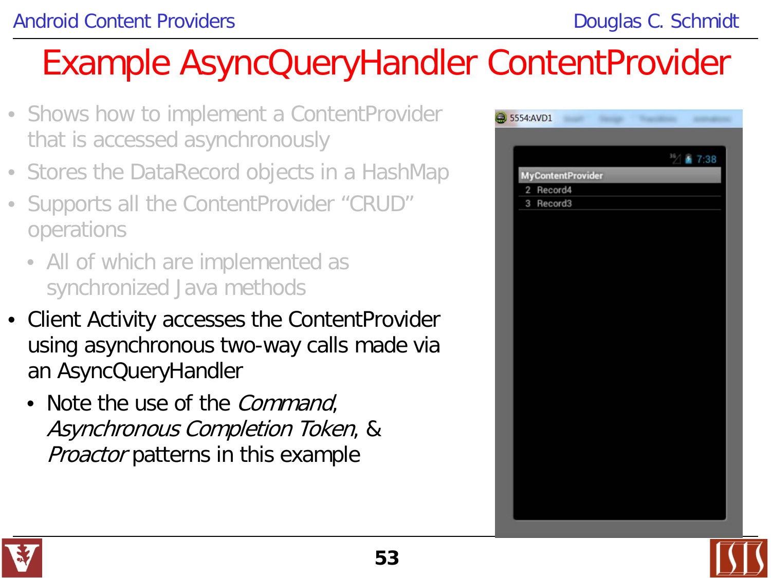# Example AsyncQueryHandler ContentProvider

- Shows how to implement a ContentProvider that is accessed asynchronously
- Stores the DataRecord objects in a HashMap
- Supports all the ContentProvider "CRUD" operations
  - All of which are implemented as synchronized Java methods
- Client Activity accesses the ContentProvider using asynchronous two-way calls made via an AsyncQueryHandler
  - Note the use of the *Command*, *Asynchronous Completion Token*, & *Proactor* patterns in this example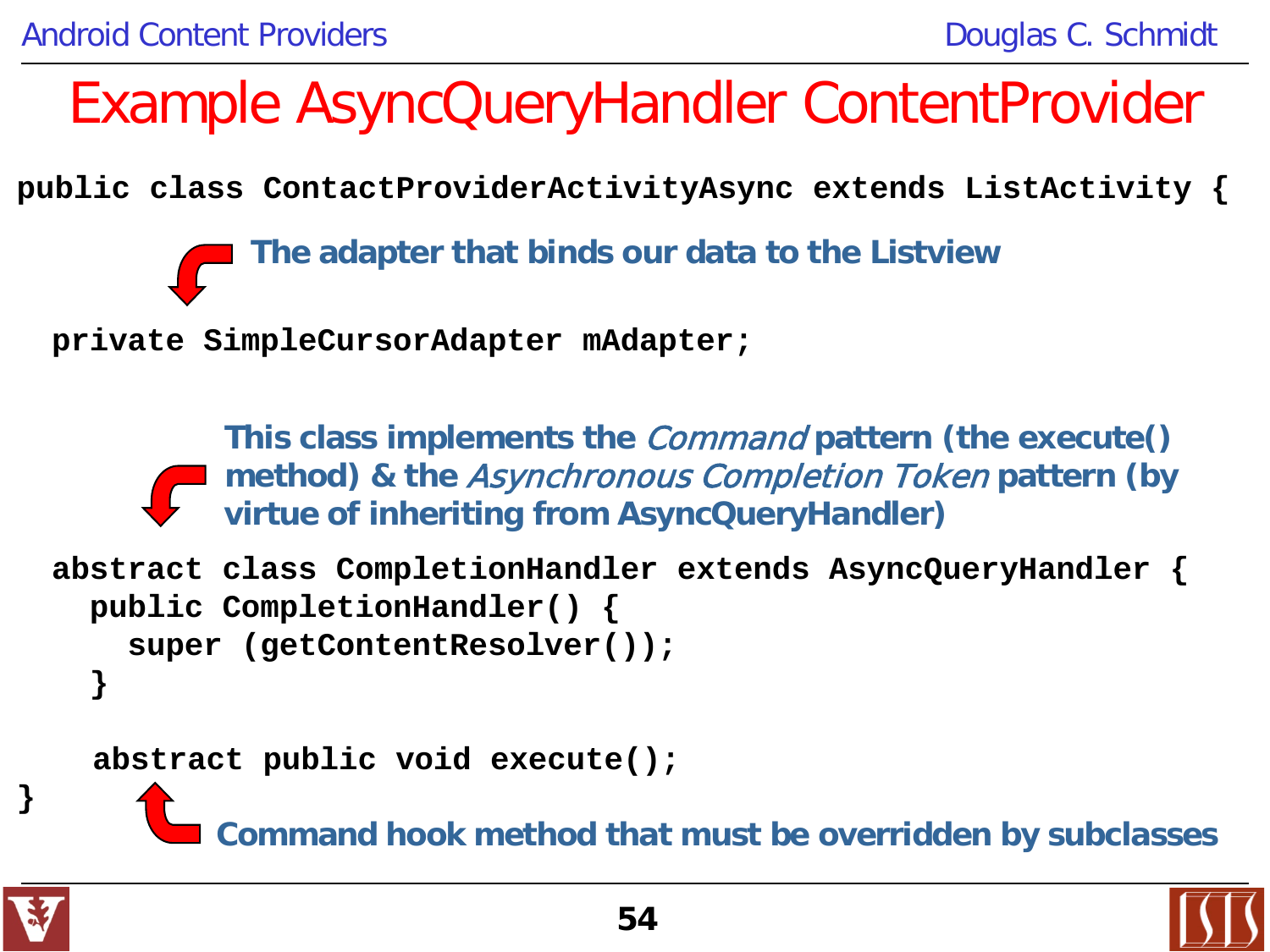# Example AsyncQueryHandler ContentProvider

```
public class ContactProviderActivityAsync extends ListActivity {
```

**The adapter that binds our data to the Listview**

```
  private SimpleCursorAdapter mAdapter;
```

**This class implements the *Command* pattern (the execute() method) & the *Asynchronous Completion Token* pattern (by virtue of inheriting from AsyncQueryHandler)**

```
  abstract class CompletionHandler extends AsyncQueryHandler {
    public CompletionHandler() {
      super (getContentResolver());
    }

    abstract public void execute();
}
```

**Command hook method that must be overridden by subclasses**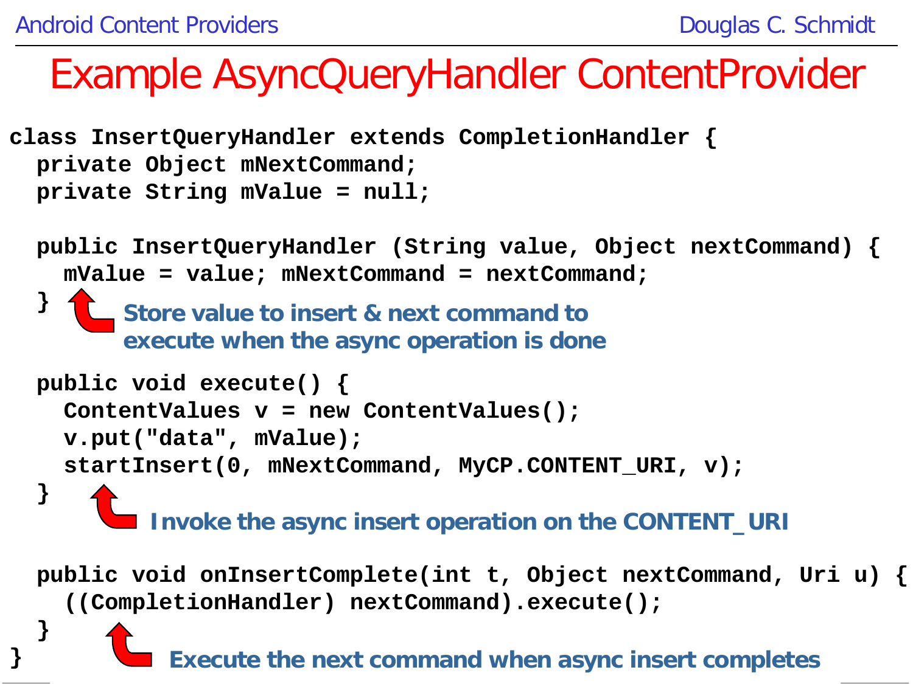# Example AsyncQueryHandler ContentProvider

```
class InsertQueryHandler extends CompletionHandler {
  private Object mNextCommand;
  private String mValue = null;

  public InsertQueryHandler (String value, Object nextCommand) {
    mValue = value; mNextCommand = nextCommand;
  }
```

**Store value to insert & next command to execute when the async operation is done**

```
  public void execute() {
    ContentValues v = new ContentValues();
    v.put("data", mValue);
    startInsert(0, mNextCommand, MyCP.CONTENT_URI, v);
  }
```

**Invoke the async insert operation on the CONTENT_URI**

```
  public void onInsertComplete(int t, Object nextCommand, Uri u) {
    ((CompletionHandler) nextCommand).execute();
  }
}
```

**Execute the next command when async insert completes**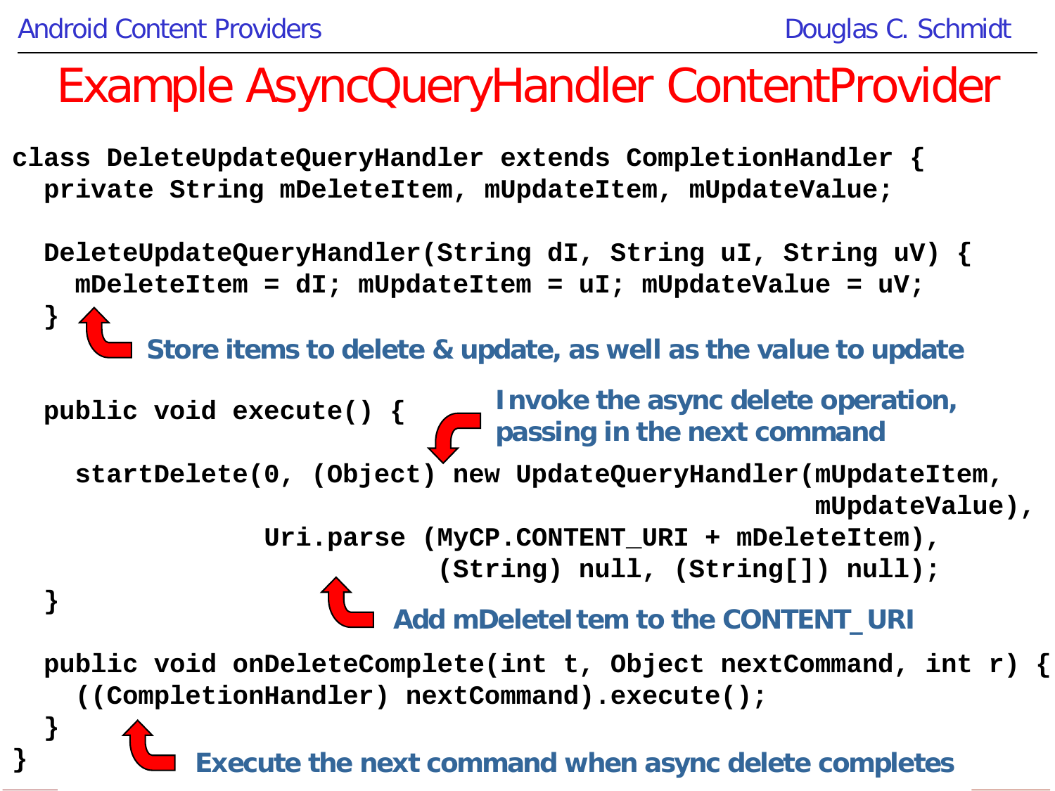# Example AsyncQueryHandler ContentProvider

```
class DeleteUpdateQueryHandler extends CompletionHandler {
  private String mDeleteItem, mUpdateItem, mUpdateValue;

  DeleteUpdateQueryHandler(String dI, String uI, String uV) {
    mDeleteItem = dI; mUpdateItem = uI; mUpdateValue = uV;
  }

  public void execute() {

    startDelete(0, (Object) new UpdateQueryHandler(mUpdateItem,
                                                   mUpdateValue),
                Uri.parse (MyCP.CONTENT_URI + mDeleteItem),
                           (String) null, (String[]) null);
  }

  public void onDeleteComplete(int t, Object nextCommand, int r) {
    ((CompletionHandler) nextCommand).execute();
  }
}
```

**Store items to delete & update, as well as the value to update**

**Invoke the async delete operation, passing in the next command**

**Add mDeleteItem to the CONTENT_URI**

**Execute the next command when async delete completes**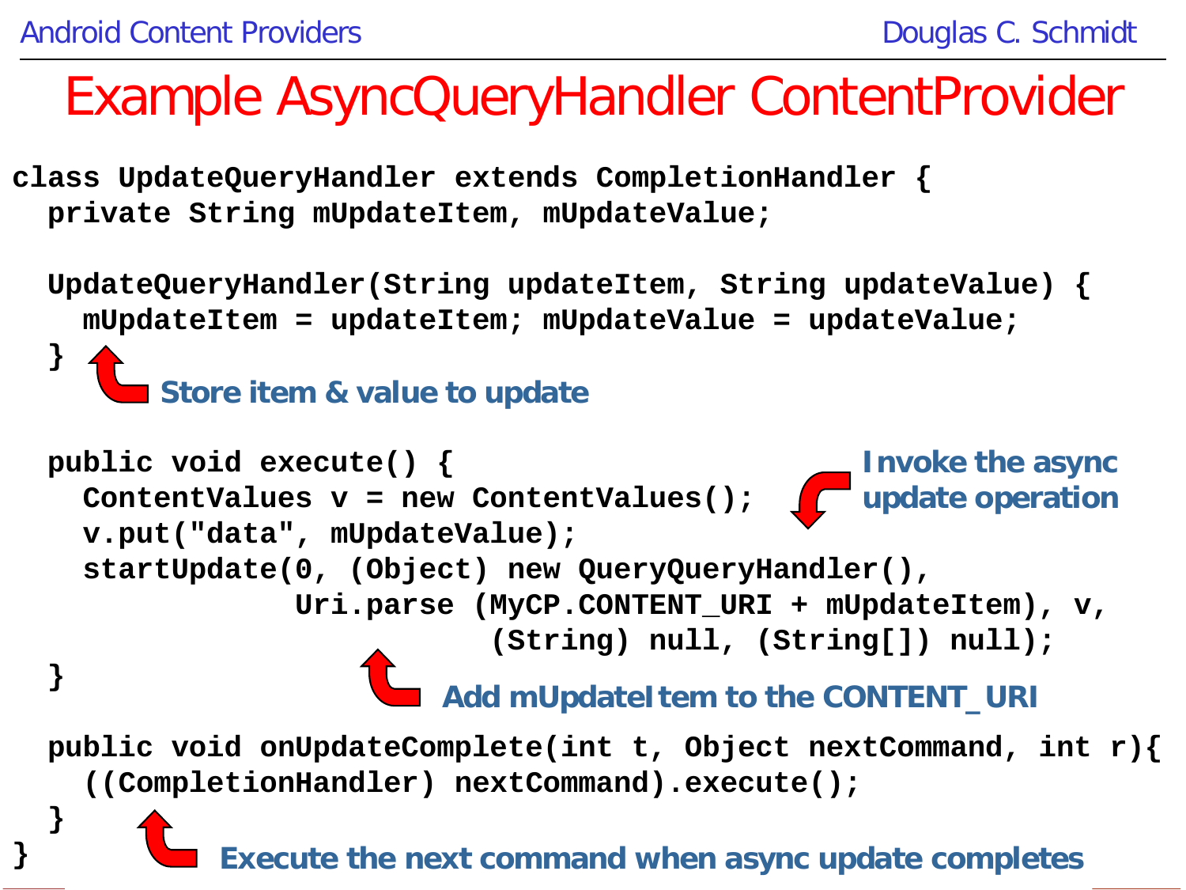# Example AsyncQueryHandler ContentProvider

```
class UpdateQueryHandler extends CompletionHandler {
  private String mUpdateItem, mUpdateValue;

  UpdateQueryHandler(String updateItem, String updateValue) {
    mUpdateItem = updateItem; mUpdateValue = updateValue;
  }

  public void execute() {
    ContentValues v = new ContentValues();
    v.put("data", mUpdateValue);
    startUpdate(0, (Object) new QueryQueryHandler(),
                Uri.parse (MyCP.CONTENT_URI + mUpdateItem), v,
                          (String) null, (String[]) null);
  }

  public void onUpdateComplete(int t, Object nextCommand, int r){
    ((CompletionHandler) nextCommand).execute();
  }
}
```

**Store item & value to update**

**Invoke the async update operation**

**Add mUpdateItem to the CONTENT_URI**

**Execute the next command when async update completes**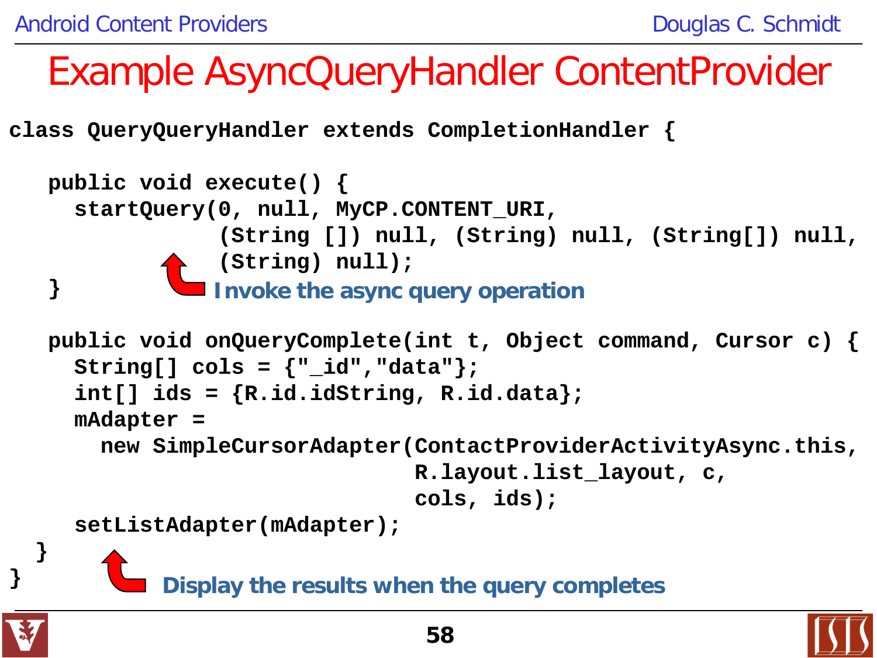# Example AsyncQueryHandler ContentProvider

```
class QueryQueryHandler extends CompletionHandler {

   public void execute() {
     startQuery(0, null, MyCP.CONTENT_URI,
                (String []) null, (String) null, (String[]) null,
                (String) null);
   }
```

Invoke the async query operation

```
   public void onQueryComplete(int t, Object command, Cursor c) {
     String[] cols = {"_id","data"};
     int[] ids = {R.id.idString, R.id.data};
     mAdapter =
       new SimpleCursorAdapter(ContactProviderActivityAsync.this,
                               R.layout.list_layout, c,
                               cols, ids);
     setListAdapter(mAdapter);
  }
}
```

Display the results when the query completes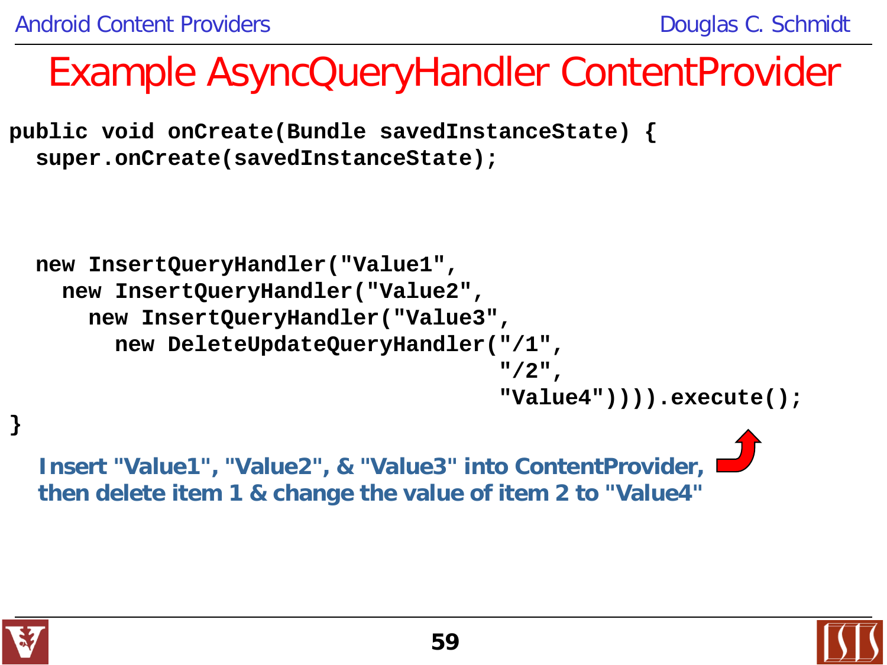# Example AsyncQueryHandler ContentProvider

```
public void onCreate(Bundle savedInstanceState) {
  super.onCreate(savedInstanceState);



  new InsertQueryHandler("Value1",
    new InsertQueryHandler("Value2",
      new InsertQueryHandler("Value3",
        new DeleteUpdateQueryHandler("/1",
                                     "/2",
                                     "Value4")))).execute();
}
```

**Insert "Value1", "Value2", & "Value3" into ContentProvider, then delete item 1 & change the value of item 2 to "Value4"**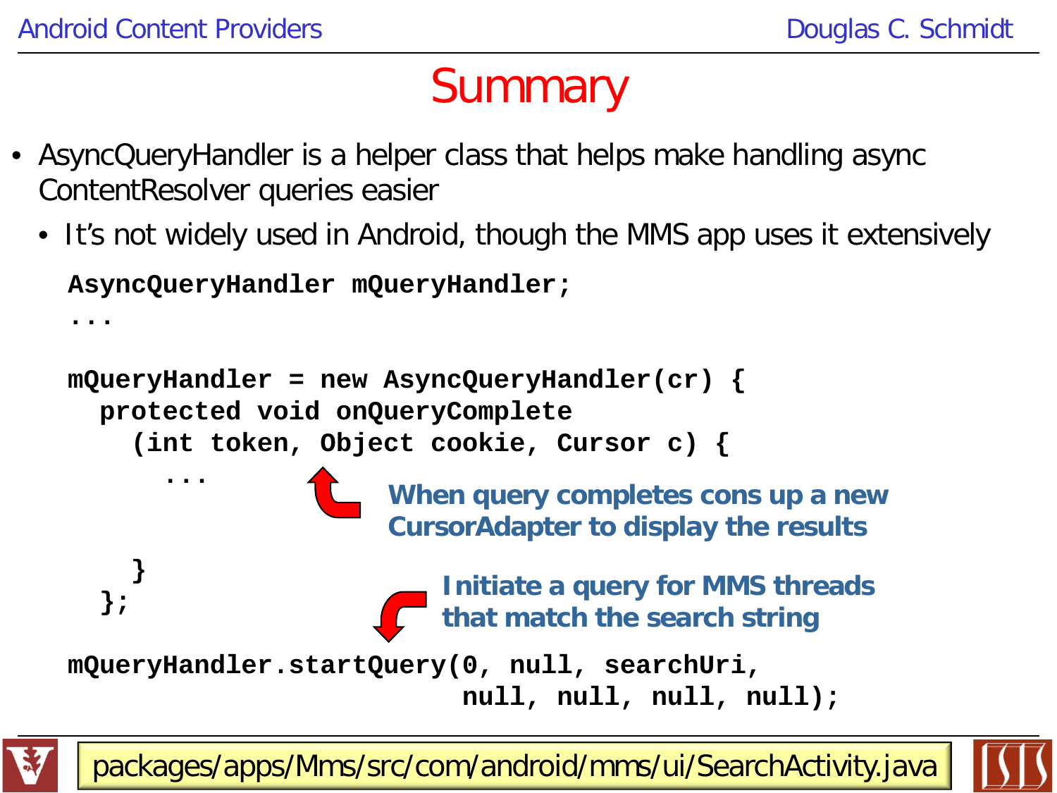# Summary

- AsyncQueryHandler is a helper class that helps make handling async ContentResolver queries easier
  - It's not widely used in Android, though the MMS app uses it extensively

```
AsyncQueryHandler mQueryHandler;
...

mQueryHandler = new AsyncQueryHandler(cr) {
  protected void onQueryComplete
    (int token, Object cookie, Cursor c) {
      ...

    }
  };

mQueryHandler.startQuery(0, null, searchUri,
                         null, null, null, null);
```

**When query completes cons up a new CursorAdapter to display the results**

**Initiate a query for MMS threads that match the search string**

packages/apps/Mms/src/com/android/mms/ui/SearchActivity.java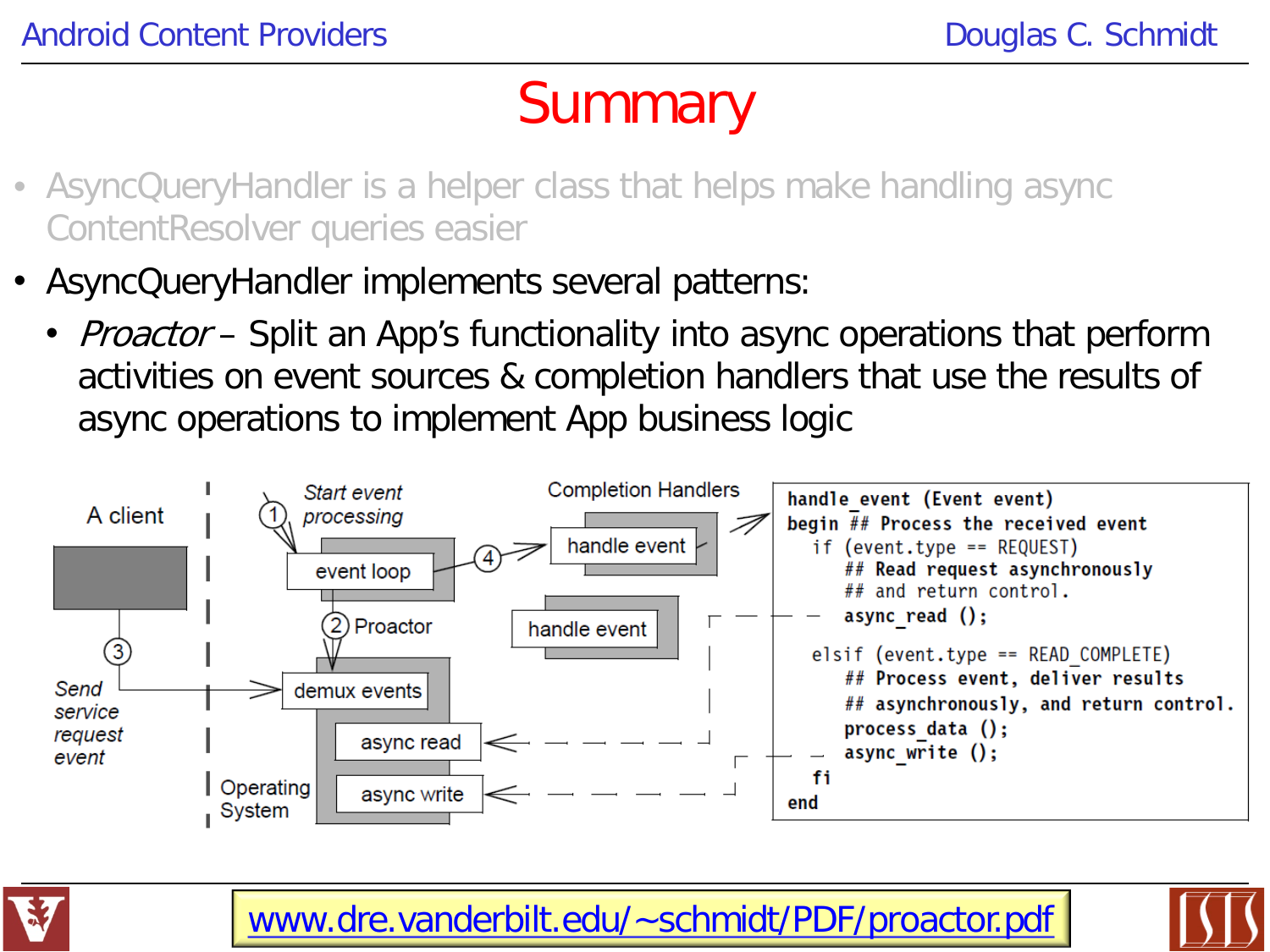# Summary

- AsyncQueryHandler is a helper class that helps make handling async ContentResolver queries easier
- AsyncQueryHandler implements several patterns:
  - *Proactor* – Split an App's functionality into async operations that perform activities on event sources & completion handlers that use the results of async operations to implement App business logic

A client

Start event processing

Completion Handlers

event loop

handle event

handle event

Proactor

Send service request event

demux events

async read

async write

Operating System

```
handle_event (Event event)
begin ## Process the received event
   if (event.type == REQUEST)
      ## Read request asynchronously
      ## and return control.
      async_read ();

   elsif (event.type == READ_COMPLETE)
      ## Process event, deliver results
      ## asynchronously, and return control.
      process_data ();
      async_write ();
   fi
end
```

www.dre.vanderbilt.edu/~schmidt/PDF/proactor.pdf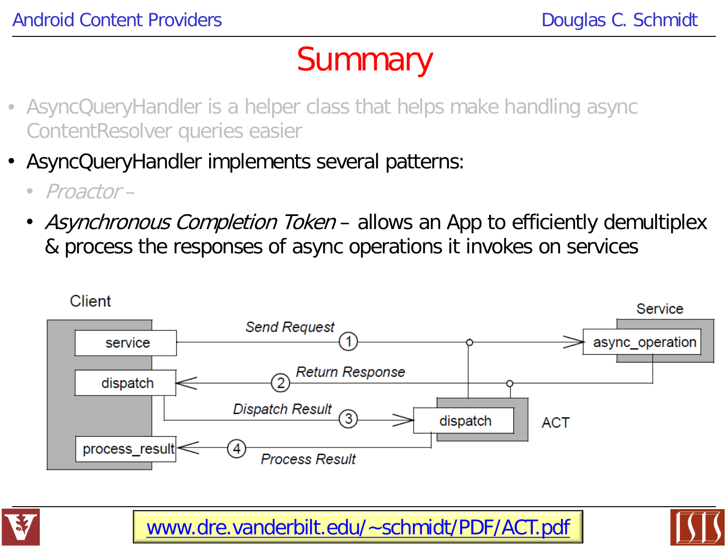# Summary

- AsyncQueryHandler is a helper class that helps make handling async ContentResolver queries easier
- AsyncQueryHandler implements several patterns:
  - *Proactor* –
  - *Asynchronous Completion Token* – allows an App to efficiently demultiplex & process the responses of async operations it invokes on services

Client

service

dispatch

process_result

Send Request

1

Return Response

2

Dispatch Result

3

Process Result

4

Service

async_operation

dispatch

ACT

www.dre.vanderbilt.edu/~schmidt/PDF/ACT.pdf